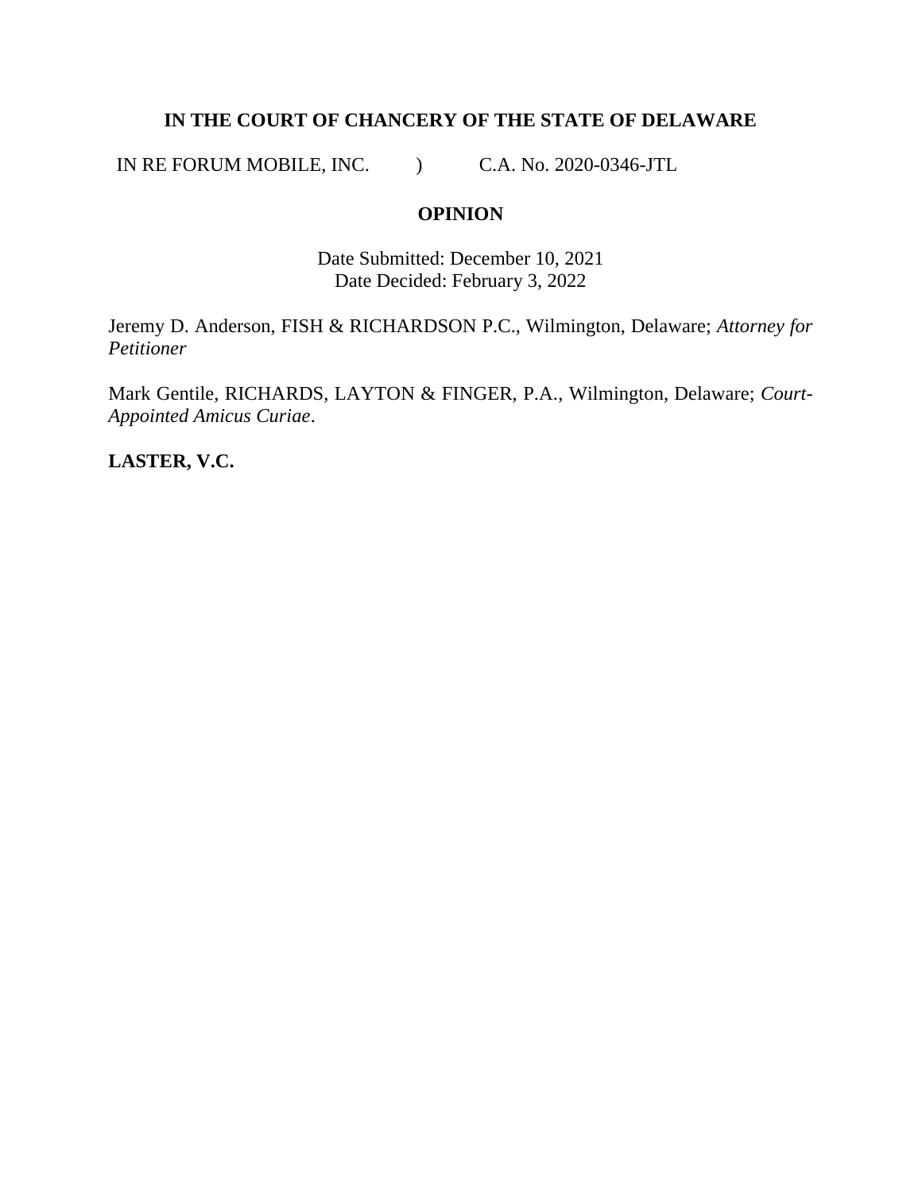**IN THE COURT OF CHANCERY OF THE STATE OF DELAWARE**

IN RE FORUM MOBILE, INC. ) C.A. No. 2020-0346-JTL

**OPINION**

Date Submitted: December 10, 2021
Date Decided: February 3, 2022

Jeremy D. Anderson, FISH & RICHARDSON P.C., Wilmington, Delaware; *Attorney for Petitioner*

Mark Gentile, RICHARDS, LAYTON & FINGER, P.A., Wilmington, Delaware; *Court-Appointed Amicus Curiae*.

**LASTER, V.C.**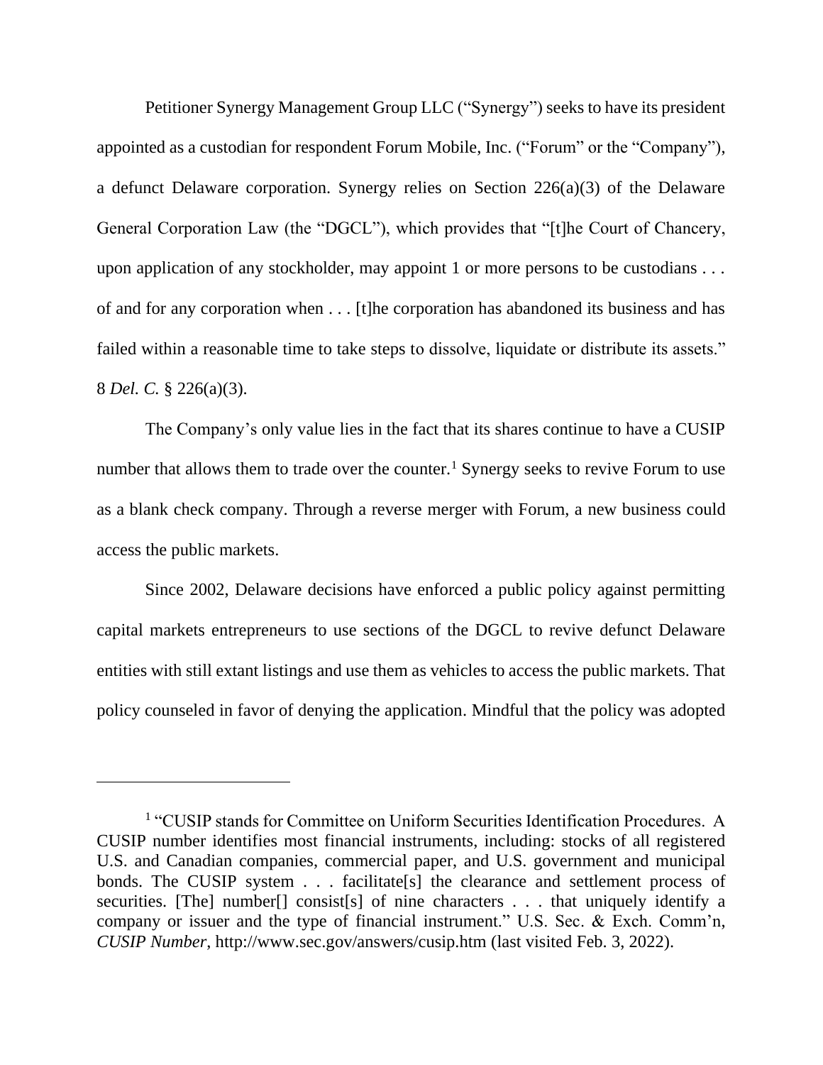Petitioner Synergy Management Group LLC ("Synergy") seeks to have its president appointed as a custodian for respondent Forum Mobile, Inc. ("Forum" or the "Company"), a defunct Delaware corporation. Synergy relies on Section 226(a)(3) of the Delaware General Corporation Law (the "DGCL"), which provides that "[t]he Court of Chancery, upon application of any stockholder, may appoint 1 or more persons to be custodians . . . of and for any corporation when . . . [t]he corporation has abandoned its business and has failed within a reasonable time to take steps to dissolve, liquidate or distribute its assets." 8 *Del. C.* § 226(a)(3).

The Company's only value lies in the fact that its shares continue to have a CUSIP number that allows them to trade over the counter.[1] Synergy seeks to revive Forum to use as a blank check company. Through a reverse merger with Forum, a new business could access the public markets.

Since 2002, Delaware decisions have enforced a public policy against permitting capital markets entrepreneurs to use sections of the DGCL to revive defunct Delaware entities with still extant listings and use them as vehicles to access the public markets. That policy counseled in favor of denying the application. Mindful that the policy was adopted

---

[1] "CUSIP stands for Committee on Uniform Securities Identification Procedures. A CUSIP number identifies most financial instruments, including: stocks of all registered U.S. and Canadian companies, commercial paper, and U.S. government and municipal bonds. The CUSIP system . . . facilitate[s] the clearance and settlement process of securities. [The] number[] consist[s] of nine characters . . . that uniquely identify a company or issuer and the type of financial instrument." U.S. Sec. & Exch. Comm'n, *CUSIP Number*, http://www.sec.gov/answers/cusip.htm (last visited Feb. 3, 2022).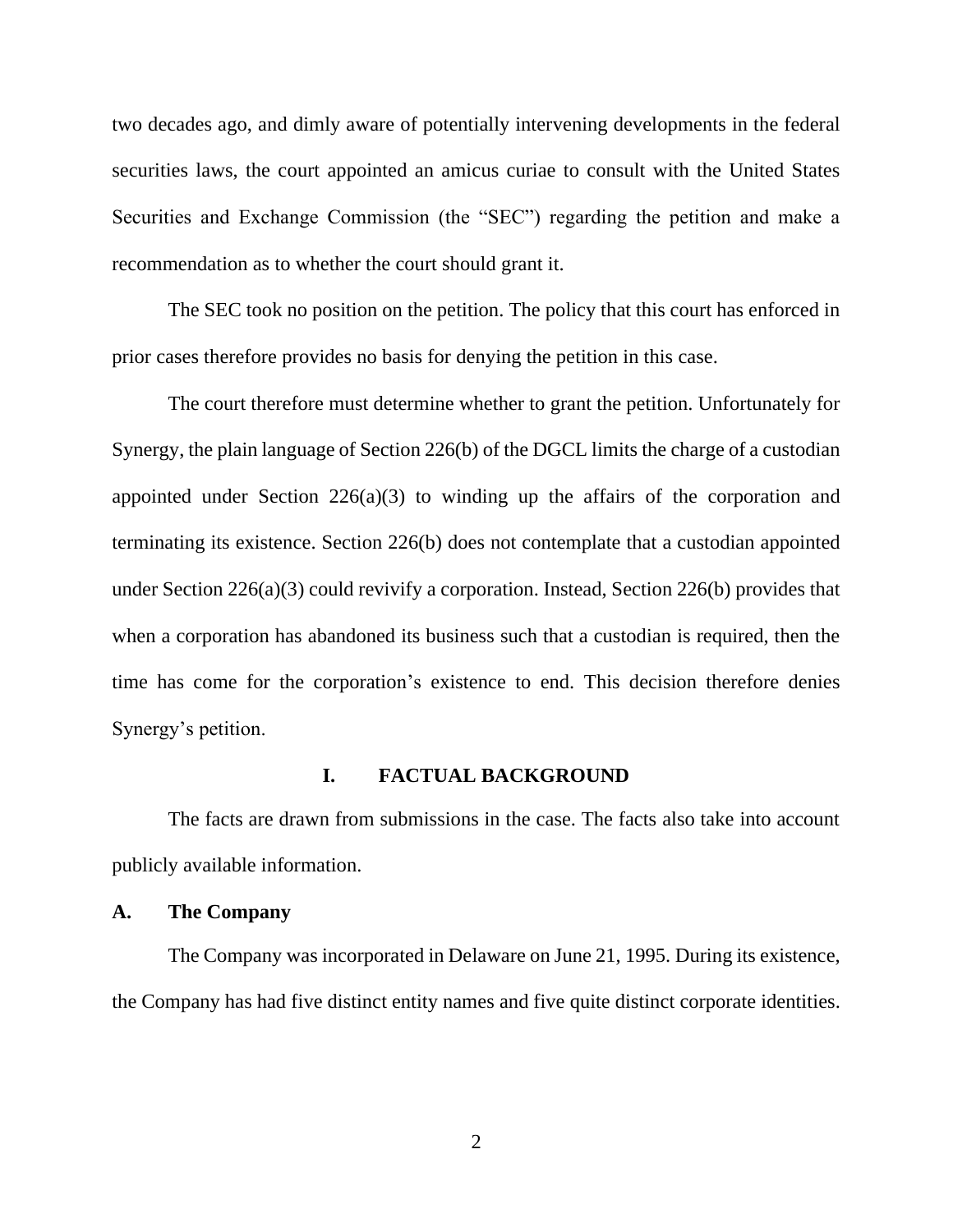two decades ago, and dimly aware of potentially intervening developments in the federal securities laws, the court appointed an amicus curiae to consult with the United States Securities and Exchange Commission (the "SEC") regarding the petition and make a recommendation as to whether the court should grant it.

The SEC took no position on the petition. The policy that this court has enforced in prior cases therefore provides no basis for denying the petition in this case.

The court therefore must determine whether to grant the petition. Unfortunately for Synergy, the plain language of Section 226(b) of the DGCL limits the charge of a custodian appointed under Section 226(a)(3) to winding up the affairs of the corporation and terminating its existence. Section 226(b) does not contemplate that a custodian appointed under Section 226(a)(3) could revivify a corporation. Instead, Section 226(b) provides that when a corporation has abandoned its business such that a custodian is required, then the time has come for the corporation's existence to end. This decision therefore denies Synergy's petition.

## I. FACTUAL BACKGROUND

The facts are drawn from submissions in the case. The facts also take into account publicly available information.

### A. The Company

The Company was incorporated in Delaware on June 21, 1995. During its existence, the Company has had five distinct entity names and five quite distinct corporate identities.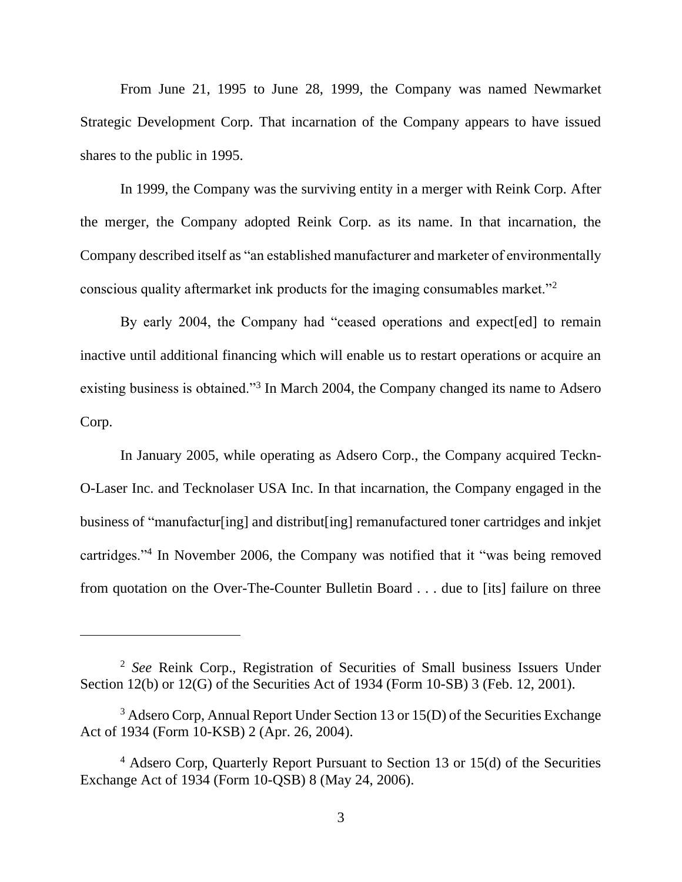From June 21, 1995 to June 28, 1999, the Company was named Newmarket Strategic Development Corp. That incarnation of the Company appears to have issued shares to the public in 1995.

In 1999, the Company was the surviving entity in a merger with Reink Corp. After the merger, the Company adopted Reink Corp. as its name. In that incarnation, the Company described itself as "an established manufacturer and marketer of environmentally conscious quality aftermarket ink products for the imaging consumables market."[2]

By early 2004, the Company had "ceased operations and expect[ed] to remain inactive until additional financing which will enable us to restart operations or acquire an existing business is obtained."[3] In March 2004, the Company changed its name to Adsero Corp.

In January 2005, while operating as Adsero Corp., the Company acquired Teckn-O-Laser Inc. and Tecknolaser USA Inc. In that incarnation, the Company engaged in the business of "manufactur[ing] and distribut[ing] remanufactured toner cartridges and inkjet cartridges."[4] In November 2006, the Company was notified that it "was being removed from quotation on the Over-The-Counter Bulletin Board . . . due to [its] failure on three

---

[2] *See* Reink Corp., Registration of Securities of Small business Issuers Under Section 12(b) or 12(G) of the Securities Act of 1934 (Form 10-SB) 3 (Feb. 12, 2001).

[3] Adsero Corp, Annual Report Under Section 13 or 15(D) of the Securities Exchange Act of 1934 (Form 10-KSB) 2 (Apr. 26, 2004).

[4] Adsero Corp, Quarterly Report Pursuant to Section 13 or 15(d) of the Securities Exchange Act of 1934 (Form 10-QSB) 8 (May 24, 2006).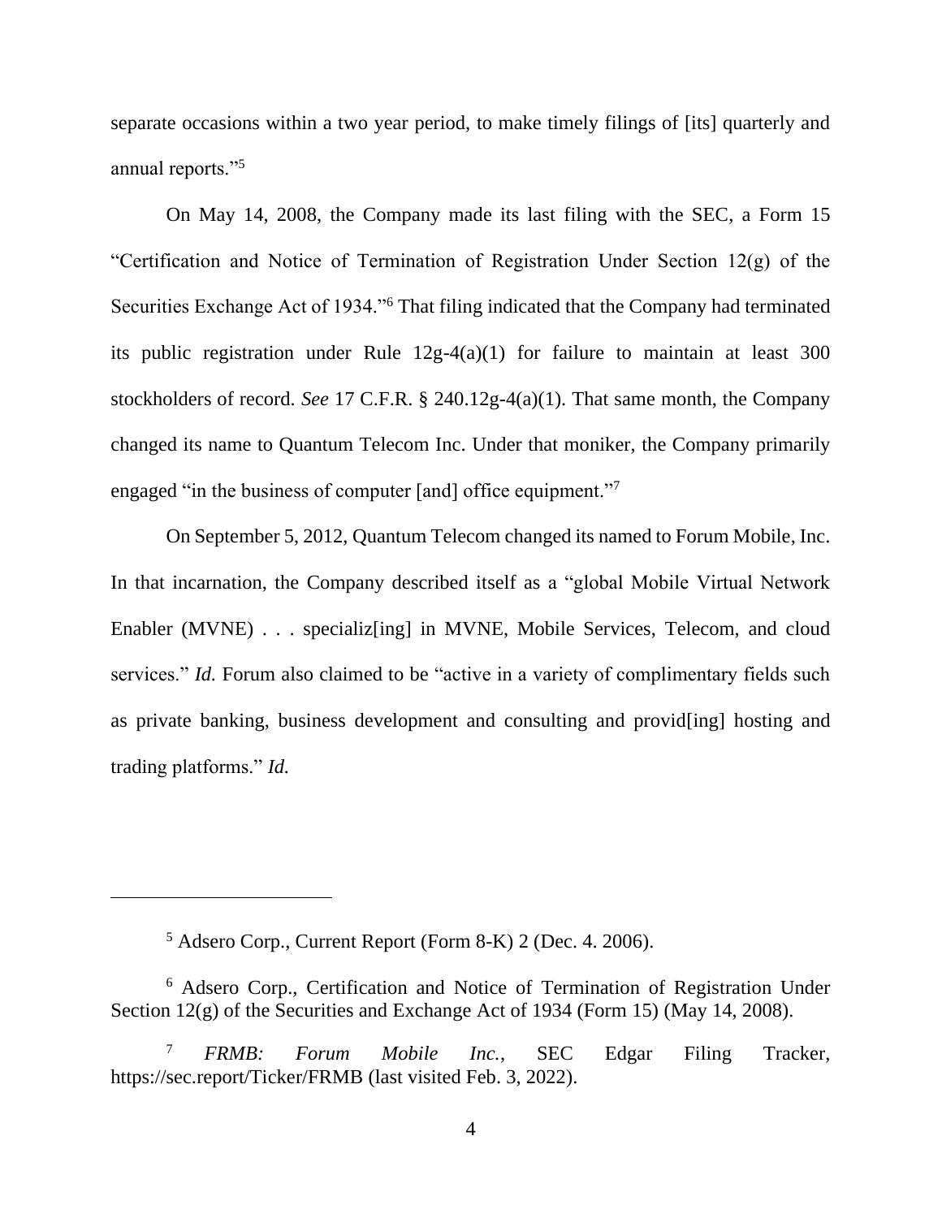separate occasions within a two year period, to make timely filings of [its] quarterly and annual reports."[5]

On May 14, 2008, the Company made its last filing with the SEC, a Form 15 "Certification and Notice of Termination of Registration Under Section 12(g) of the Securities Exchange Act of 1934."[6] That filing indicated that the Company had terminated its public registration under Rule 12g-4(a)(1) for failure to maintain at least 300 stockholders of record. *See* 17 C.F.R. § 240.12g-4(a)(1). That same month, the Company changed its name to Quantum Telecom Inc. Under that moniker, the Company primarily engaged "in the business of computer [and] office equipment."[7]

On September 5, 2012, Quantum Telecom changed its named to Forum Mobile, Inc. In that incarnation, the Company described itself as a "global Mobile Virtual Network Enabler (MVNE) . . . specializ[ing] in MVNE, Mobile Services, Telecom, and cloud services." *Id.* Forum also claimed to be "active in a variety of complimentary fields such as private banking, business development and consulting and provid[ing] hosting and trading platforms." *Id.*

---

[5] Adsero Corp., Current Report (Form 8-K) 2 (Dec. 4. 2006).

[6] Adsero Corp., Certification and Notice of Termination of Registration Under Section 12(g) of the Securities and Exchange Act of 1934 (Form 15) (May 14, 2008).

[7] *FRMB: Forum Mobile Inc.*, SEC Edgar Filing Tracker, https://sec.report/Ticker/FRMB (last visited Feb. 3, 2022).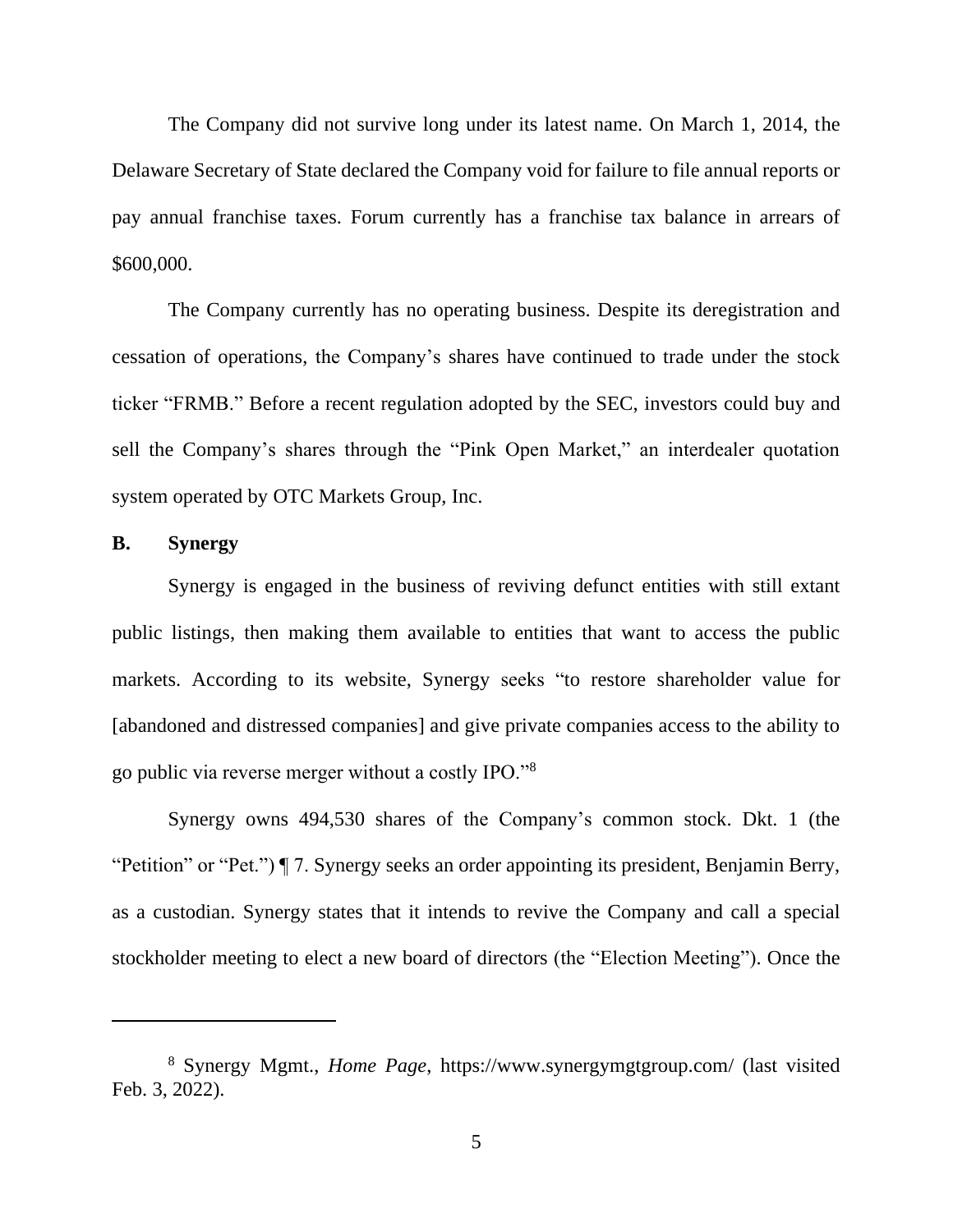The Company did not survive long under its latest name. On March 1, 2014, the Delaware Secretary of State declared the Company void for failure to file annual reports or pay annual franchise taxes. Forum currently has a franchise tax balance in arrears of $600,000.

The Company currently has no operating business. Despite its deregistration and cessation of operations, the Company's shares have continued to trade under the stock ticker "FRMB." Before a recent regulation adopted by the SEC, investors could buy and sell the Company's shares through the "Pink Open Market," an interdealer quotation system operated by OTC Markets Group, Inc.

## B. Synergy

Synergy is engaged in the business of reviving defunct entities with still extant public listings, then making them available to entities that want to access the public markets. According to its website, Synergy seeks "to restore shareholder value for [abandoned and distressed companies] and give private companies access to the ability to go public via reverse merger without a costly IPO."[8]

Synergy owns 494,530 shares of the Company's common stock. Dkt. 1 (the "Petition" or "Pet.") ¶ 7. Synergy seeks an order appointing its president, Benjamin Berry, as a custodian. Synergy states that it intends to revive the Company and call a special stockholder meeting to elect a new board of directors (the "Election Meeting"). Once the

---

[8] Synergy Mgmt., *Home Page*, https://www.synergymgtgroup.com/ (last visited Feb. 3, 2022).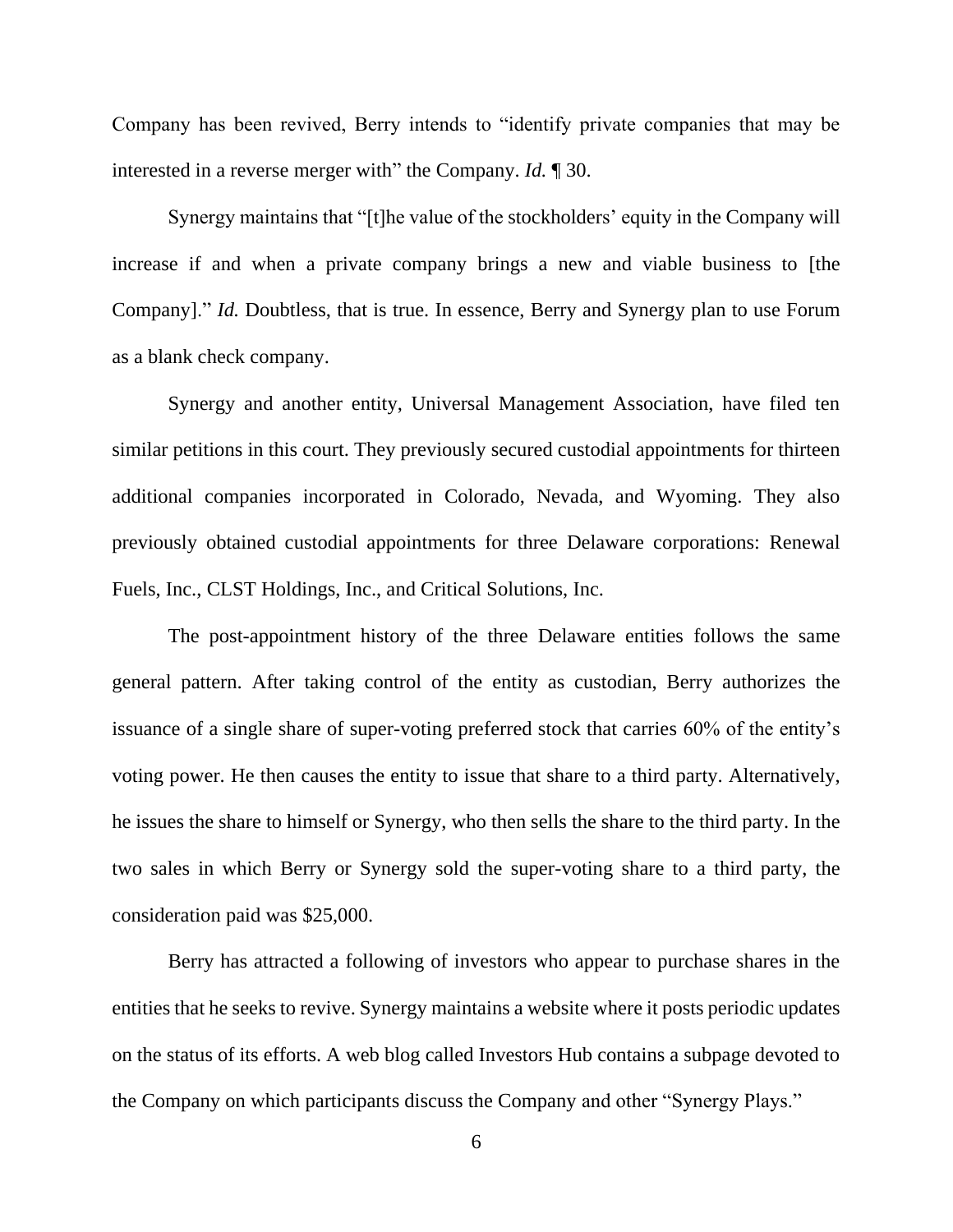Company has been revived, Berry intends to "identify private companies that may be interested in a reverse merger with" the Company. *Id.* ¶ 30.

Synergy maintains that "[t]he value of the stockholders' equity in the Company will increase if and when a private company brings a new and viable business to [the Company]." *Id.* Doubtless, that is true. In essence, Berry and Synergy plan to use Forum as a blank check company.

Synergy and another entity, Universal Management Association, have filed ten similar petitions in this court. They previously secured custodial appointments for thirteen additional companies incorporated in Colorado, Nevada, and Wyoming. They also previously obtained custodial appointments for three Delaware corporations: Renewal Fuels, Inc., CLST Holdings, Inc., and Critical Solutions, Inc.

The post-appointment history of the three Delaware entities follows the same general pattern. After taking control of the entity as custodian, Berry authorizes the issuance of a single share of super-voting preferred stock that carries 60% of the entity's voting power. He then causes the entity to issue that share to a third party. Alternatively, he issues the share to himself or Synergy, who then sells the share to the third party. In the two sales in which Berry or Synergy sold the super-voting share to a third party, the consideration paid was $25,000.

Berry has attracted a following of investors who appear to purchase shares in the entities that he seeks to revive. Synergy maintains a website where it posts periodic updates on the status of its efforts. A web blog called Investors Hub contains a subpage devoted to the Company on which participants discuss the Company and other "Synergy Plays."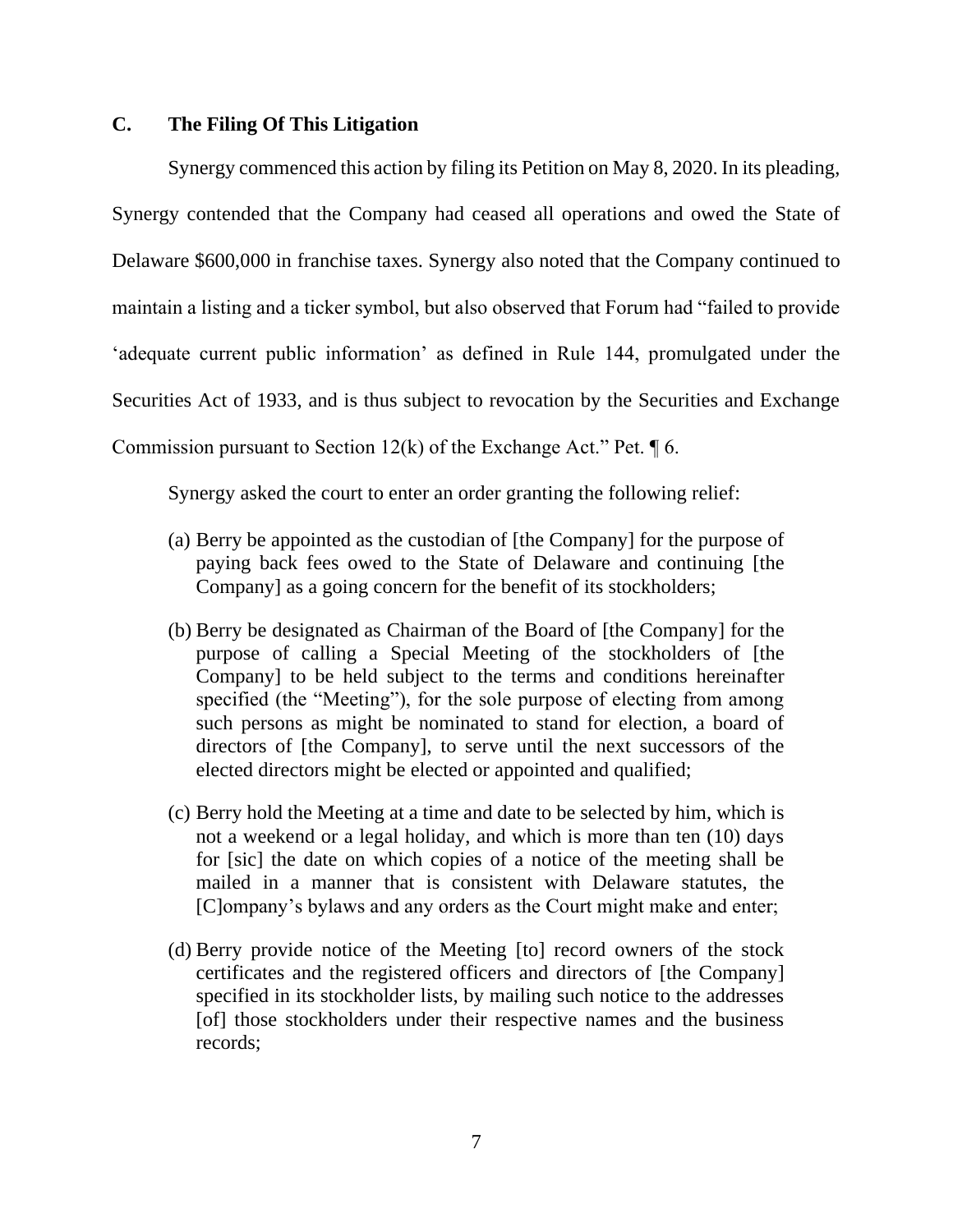### C. The Filing Of This Litigation

Synergy commenced this action by filing its Petition on May 8, 2020. In its pleading, Synergy contended that the Company had ceased all operations and owed the State of Delaware $600,000 in franchise taxes. Synergy also noted that the Company continued to maintain a listing and a ticker symbol, but also observed that Forum had "failed to provide 'adequate current public information' as defined in Rule 144, promulgated under the Securities Act of 1933, and is thus subject to revocation by the Securities and Exchange Commission pursuant to Section 12(k) of the Exchange Act." Pet. ¶ 6.

Synergy asked the court to enter an order granting the following relief:

> (a) Berry be appointed as the custodian of [the Company] for the purpose of paying back fees owed to the State of Delaware and continuing [the Company] as a going concern for the benefit of its stockholders;
>
> (b) Berry be designated as Chairman of the Board of [the Company] for the purpose of calling a Special Meeting of the stockholders of [the Company] to be held subject to the terms and conditions hereinafter specified (the "Meeting"), for the sole purpose of electing from among such persons as might be nominated to stand for election, a board of directors of [the Company], to serve until the next successors of the elected directors might be elected or appointed and qualified;
>
> (c) Berry hold the Meeting at a time and date to be selected by him, which is not a weekend or a legal holiday, and which is more than ten (10) days for [sic] the date on which copies of a notice of the meeting shall be mailed in a manner that is consistent with Delaware statutes, the [C]ompany's bylaws and any orders as the Court might make and enter;
>
> (d) Berry provide notice of the Meeting [to] record owners of the stock certificates and the registered officers and directors of [the Company] specified in its stockholder lists, by mailing such notice to the addresses [of] those stockholders under their respective names and the business records;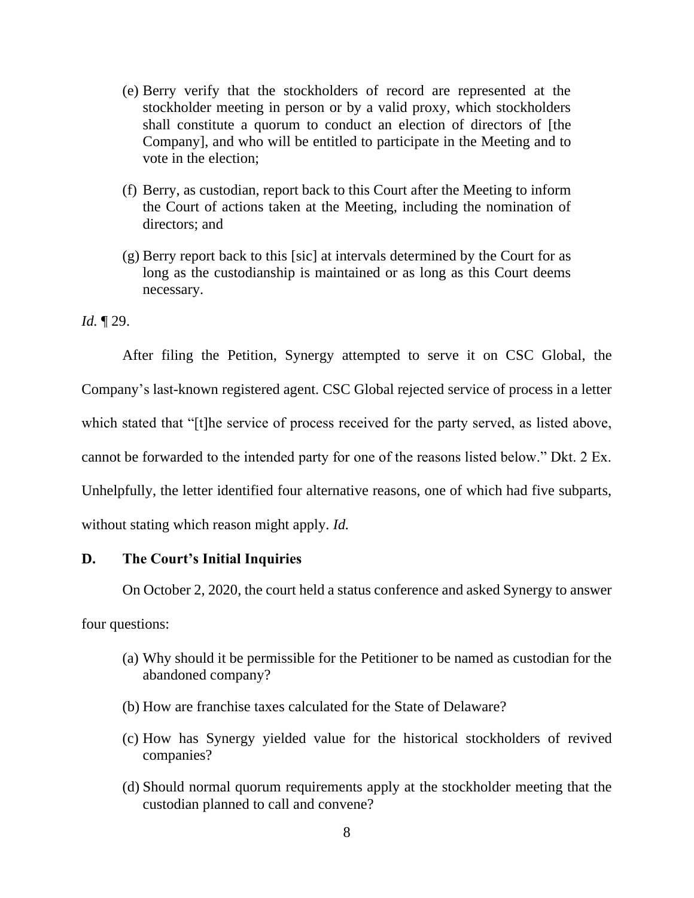> (e) Berry verify that the stockholders of record are represented at the stockholder meeting in person or by a valid proxy, which stockholders shall constitute a quorum to conduct an election of directors of [the Company], and who will be entitled to participate in the Meeting and to vote in the election;
>
> (f) Berry, as custodian, report back to this Court after the Meeting to inform the Court of actions taken at the Meeting, including the nomination of directors; and
>
> (g) Berry report back to this [sic] at intervals determined by the Court for as long as the custodianship is maintained or as long as this Court deems necessary.

*Id.* ¶ 29.

After filing the Petition, Synergy attempted to serve it on CSC Global, the Company's last-known registered agent. CSC Global rejected service of process in a letter which stated that "[t]he service of process received for the party served, as listed above, cannot be forwarded to the intended party for one of the reasons listed below." Dkt. 2 Ex. Unhelpfully, the letter identified four alternative reasons, one of which had five subparts, without stating which reason might apply. *Id.*

### D. The Court's Initial Inquiries

On October 2, 2020, the court held a status conference and asked Synergy to answer four questions:

> (a) Why should it be permissible for the Petitioner to be named as custodian for the abandoned company?
>
> (b) How are franchise taxes calculated for the State of Delaware?
>
> (c) How has Synergy yielded value for the historical stockholders of revived companies?
>
> (d) Should normal quorum requirements apply at the stockholder meeting that the custodian planned to call and convene?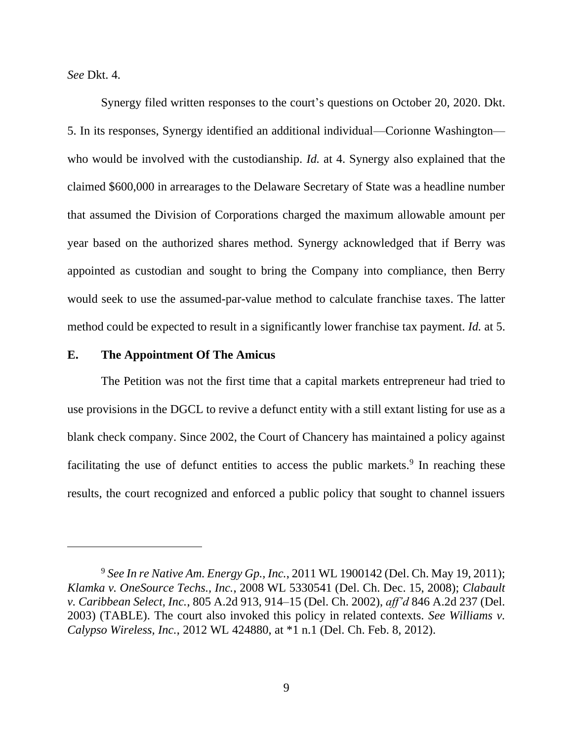*See* Dkt. 4.

Synergy filed written responses to the court's questions on October 20, 2020. Dkt. 5. In its responses, Synergy identified an additional individual—Corionne Washington—who would be involved with the custodianship. *Id.* at 4. Synergy also explained that the claimed $600,000 in arrearages to the Delaware Secretary of State was a headline number that assumed the Division of Corporations charged the maximum allowable amount per year based on the authorized shares method. Synergy acknowledged that if Berry was appointed as custodian and sought to bring the Company into compliance, then Berry would seek to use the assumed-par-value method to calculate franchise taxes. The latter method could be expected to result in a significantly lower franchise tax payment. *Id.* at 5.

### E. The Appointment Of The Amicus

The Petition was not the first time that a capital markets entrepreneur had tried to use provisions in the DGCL to revive a defunct entity with a still extant listing for use as a blank check company. Since 2002, the Court of Chancery has maintained a policy against facilitating the use of defunct entities to access the public markets.[9] In reaching these results, the court recognized and enforced a public policy that sought to channel issuers

---

[9] *See In re Native Am. Energy Gp., Inc.*, 2011 WL 1900142 (Del. Ch. May 19, 2011); *Klamka v. OneSource Techs., Inc.*, 2008 WL 5330541 (Del. Ch. Dec. 15, 2008); *Clabault v. Caribbean Select, Inc.*, 805 A.2d 913, 914–15 (Del. Ch. 2002), *aff'd* 846 A.2d 237 (Del. 2003) (TABLE). The court also invoked this policy in related contexts. *See Williams v. Calypso Wireless, Inc.*, 2012 WL 424880, at *1 n.1 (Del. Ch. Feb. 8, 2012).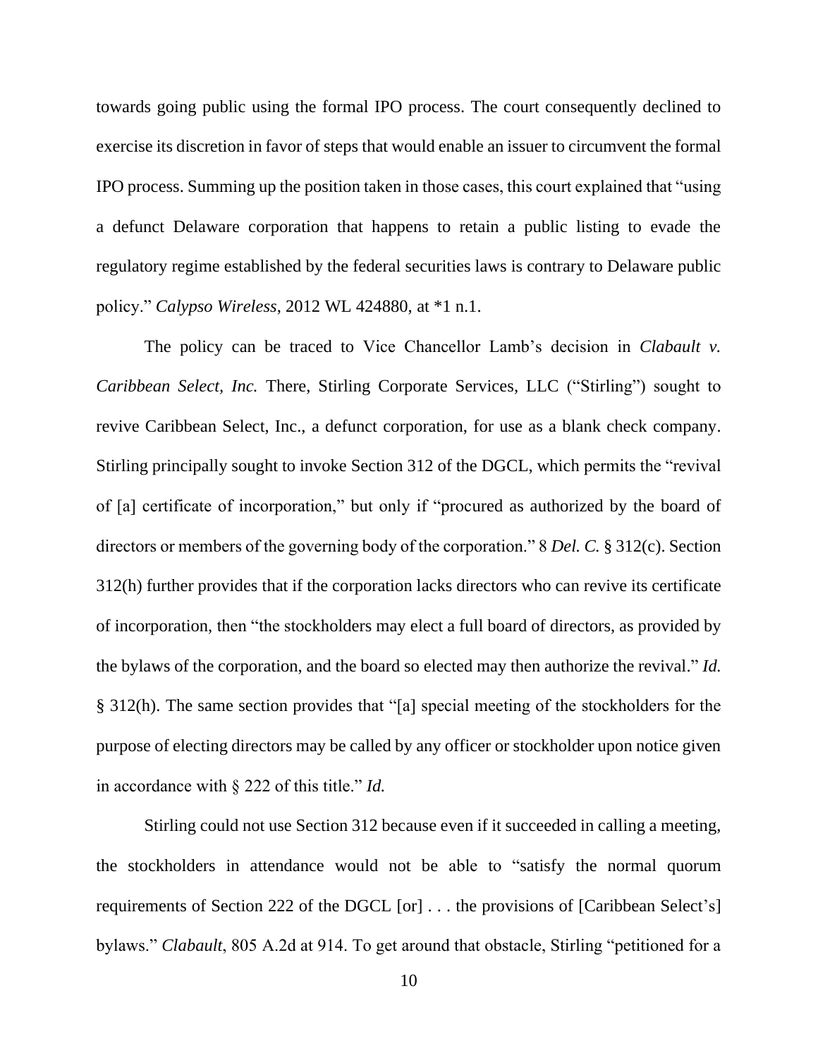towards going public using the formal IPO process. The court consequently declined to exercise its discretion in favor of steps that would enable an issuer to circumvent the formal IPO process. Summing up the position taken in those cases, this court explained that "using a defunct Delaware corporation that happens to retain a public listing to evade the regulatory regime established by the federal securities laws is contrary to Delaware public policy." *Calypso Wireless*, 2012 WL 424880, at *1 n.1.

The policy can be traced to Vice Chancellor Lamb's decision in *Clabault v. Caribbean Select, Inc.* There, Stirling Corporate Services, LLC ("Stirling") sought to revive Caribbean Select, Inc., a defunct corporation, for use as a blank check company. Stirling principally sought to invoke Section 312 of the DGCL, which permits the "revival of [a] certificate of incorporation," but only if "procured as authorized by the board of directors or members of the governing body of the corporation." 8 *Del. C.* § 312(c). Section 312(h) further provides that if the corporation lacks directors who can revive its certificate of incorporation, then "the stockholders may elect a full board of directors, as provided by the bylaws of the corporation, and the board so elected may then authorize the revival." *Id.* § 312(h). The same section provides that "[a] special meeting of the stockholders for the purpose of electing directors may be called by any officer or stockholder upon notice given in accordance with § 222 of this title." *Id.*

Stirling could not use Section 312 because even if it succeeded in calling a meeting, the stockholders in attendance would not be able to "satisfy the normal quorum requirements of Section 222 of the DGCL [or] . . . the provisions of [Caribbean Select's] bylaws." *Clabault*, 805 A.2d at 914. To get around that obstacle, Stirling "petitioned for a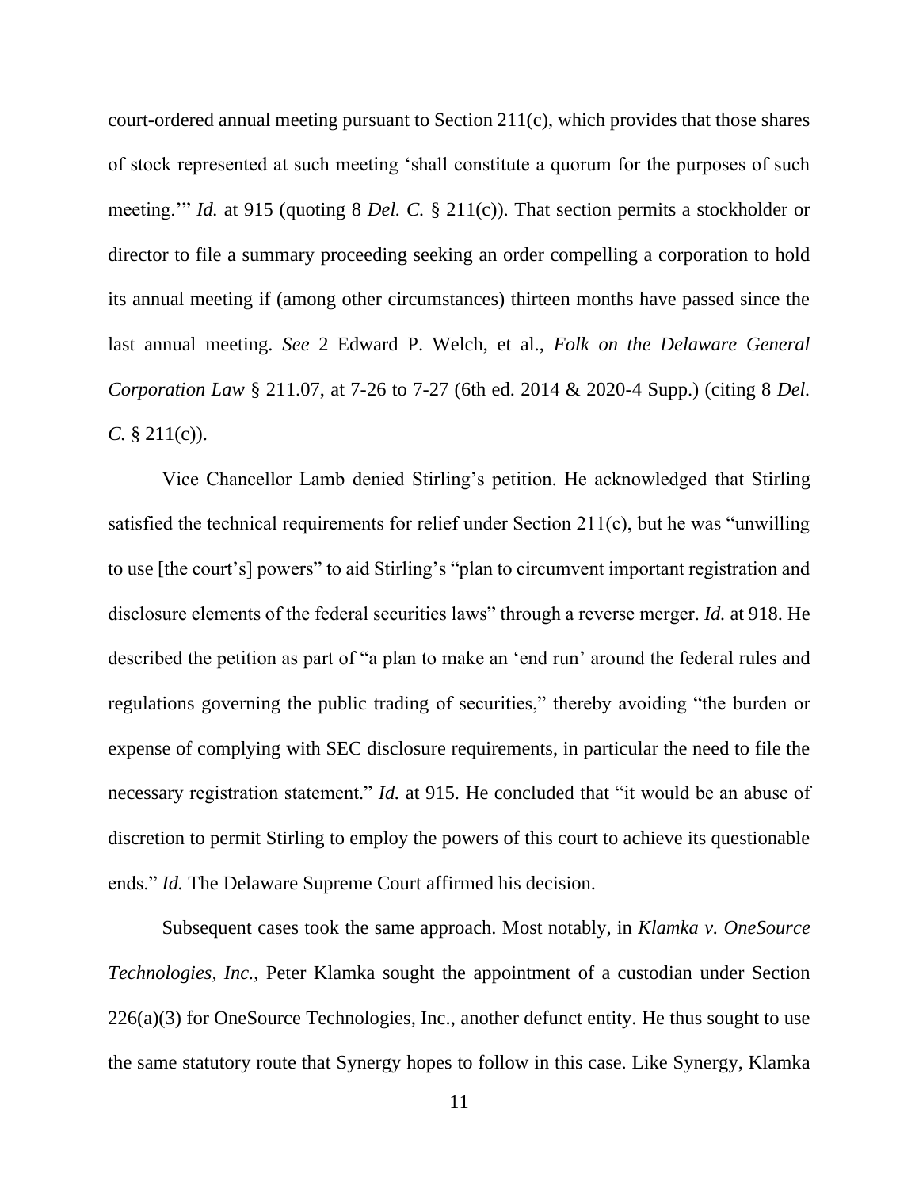court-ordered annual meeting pursuant to Section 211(c), which provides that those shares of stock represented at such meeting 'shall constitute a quorum for the purposes of such meeting.'" *Id.* at 915 (quoting 8 *Del. C.* § 211(c)). That section permits a stockholder or director to file a summary proceeding seeking an order compelling a corporation to hold its annual meeting if (among other circumstances) thirteen months have passed since the last annual meeting. *See* 2 Edward P. Welch, et al., *Folk on the Delaware General Corporation Law* § 211.07, at 7-26 to 7-27 (6th ed. 2014 & 2020-4 Supp.) (citing 8 *Del. C.* § 211(c)).

Vice Chancellor Lamb denied Stirling's petition. He acknowledged that Stirling satisfied the technical requirements for relief under Section 211(c), but he was "unwilling to use [the court's] powers" to aid Stirling's "plan to circumvent important registration and disclosure elements of the federal securities laws" through a reverse merger. *Id.* at 918. He described the petition as part of "a plan to make an 'end run' around the federal rules and regulations governing the public trading of securities," thereby avoiding "the burden or expense of complying with SEC disclosure requirements, in particular the need to file the necessary registration statement." *Id.* at 915. He concluded that "it would be an abuse of discretion to permit Stirling to employ the powers of this court to achieve its questionable ends." *Id.* The Delaware Supreme Court affirmed his decision.

Subsequent cases took the same approach. Most notably, in *Klamka v. OneSource Technologies, Inc.*, Peter Klamka sought the appointment of a custodian under Section 226(a)(3) for OneSource Technologies, Inc., another defunct entity. He thus sought to use the same statutory route that Synergy hopes to follow in this case. Like Synergy, Klamka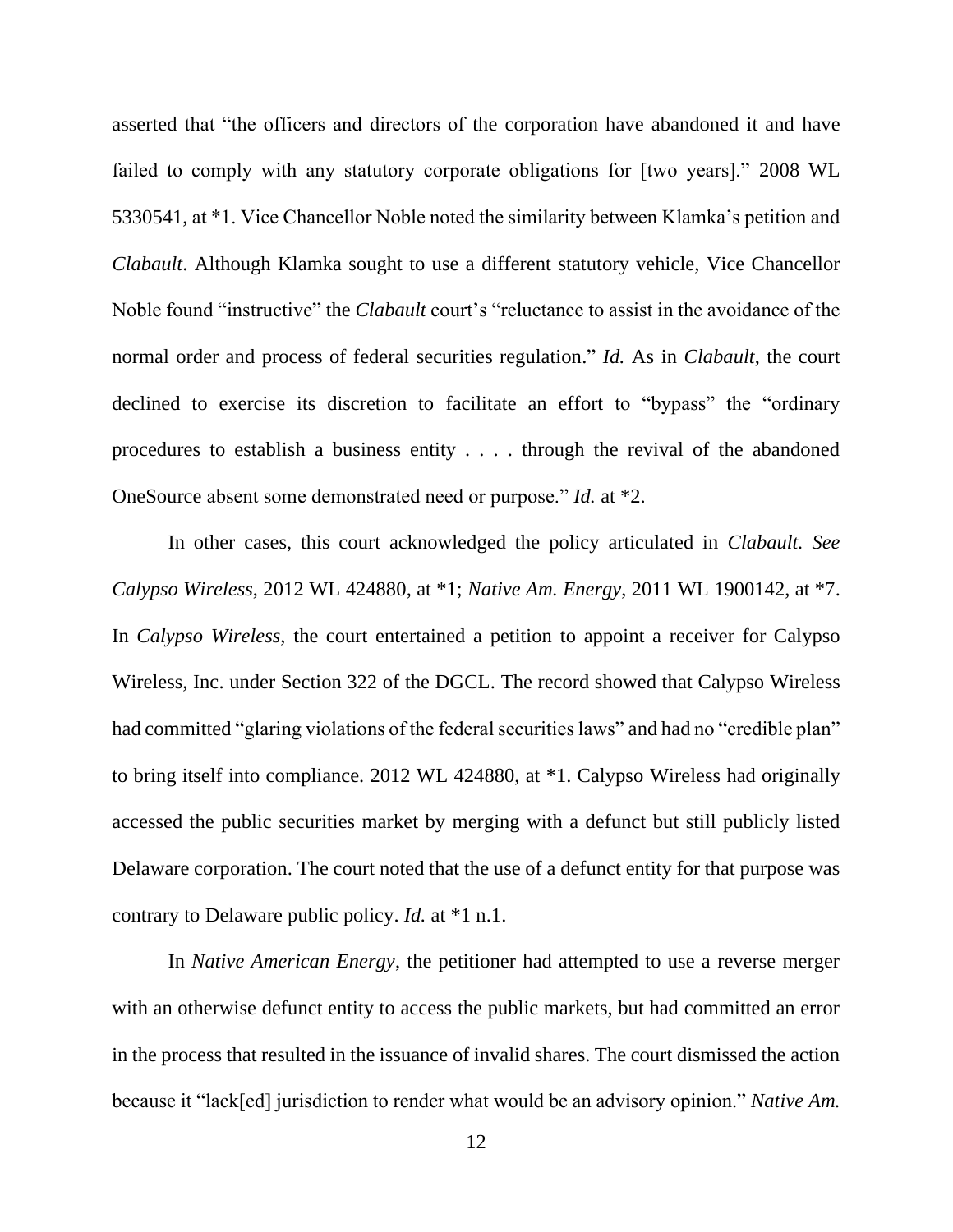asserted that "the officers and directors of the corporation have abandoned it and have failed to comply with any statutory corporate obligations for [two years]." 2008 WL 5330541, at *1. Vice Chancellor Noble noted the similarity between Klamka's petition and *Clabault*. Although Klamka sought to use a different statutory vehicle, Vice Chancellor Noble found "instructive" the *Clabault* court's "reluctance to assist in the avoidance of the normal order and process of federal securities regulation." *Id.* As in *Clabault*, the court declined to exercise its discretion to facilitate an effort to "bypass" the "ordinary procedures to establish a business entity . . . . through the revival of the abandoned OneSource absent some demonstrated need or purpose." *Id.* at *2.

In other cases, this court acknowledged the policy articulated in *Clabault*. *See Calypso Wireless*, 2012 WL 424880, at *1; *Native Am. Energy*, 2011 WL 1900142, at *7. In *Calypso Wireless*, the court entertained a petition to appoint a receiver for Calypso Wireless, Inc. under Section 322 of the DGCL. The record showed that Calypso Wireless had committed "glaring violations of the federal securities laws" and had no "credible plan" to bring itself into compliance. 2012 WL 424880, at *1. Calypso Wireless had originally accessed the public securities market by merging with a defunct but still publicly listed Delaware corporation. The court noted that the use of a defunct entity for that purpose was contrary to Delaware public policy. *Id.* at *1 n.1.

In *Native American Energy*, the petitioner had attempted to use a reverse merger with an otherwise defunct entity to access the public markets, but had committed an error in the process that resulted in the issuance of invalid shares. The court dismissed the action because it "lack[ed] jurisdiction to render what would be an advisory opinion." *Native Am.*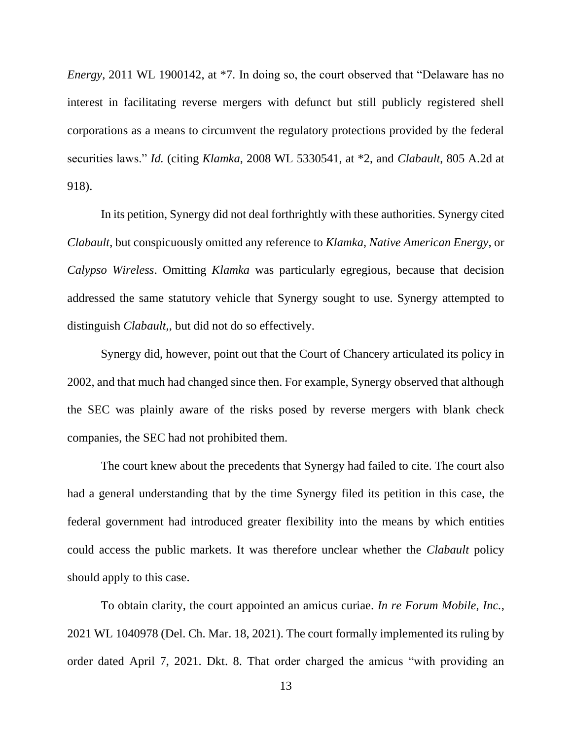*Energy*, 2011 WL 1900142, at *7. In doing so, the court observed that "Delaware has no interest in facilitating reverse mergers with defunct but still publicly registered shell corporations as a means to circumvent the regulatory protections provided by the federal securities laws." *Id.* (citing *Klamka*, 2008 WL 5330541, at *2, and *Clabault*, 805 A.2d at 918).

In its petition, Synergy did not deal forthrightly with these authorities. Synergy cited *Clabault*, but conspicuously omitted any reference to *Klamka*, *Native American Energy*, or *Calypso Wireless*. Omitting *Klamka* was particularly egregious, because that decision addressed the same statutory vehicle that Synergy sought to use. Synergy attempted to distinguish *Clabault*,, but did not do so effectively.

Synergy did, however, point out that the Court of Chancery articulated its policy in 2002, and that much had changed since then. For example, Synergy observed that although the SEC was plainly aware of the risks posed by reverse mergers with blank check companies, the SEC had not prohibited them.

The court knew about the precedents that Synergy had failed to cite. The court also had a general understanding that by the time Synergy filed its petition in this case, the federal government had introduced greater flexibility into the means by which entities could access the public markets. It was therefore unclear whether the *Clabault* policy should apply to this case.

To obtain clarity, the court appointed an amicus curiae. *In re Forum Mobile, Inc.*, 2021 WL 1040978 (Del. Ch. Mar. 18, 2021). The court formally implemented its ruling by order dated April 7, 2021. Dkt. 8. That order charged the amicus "with providing an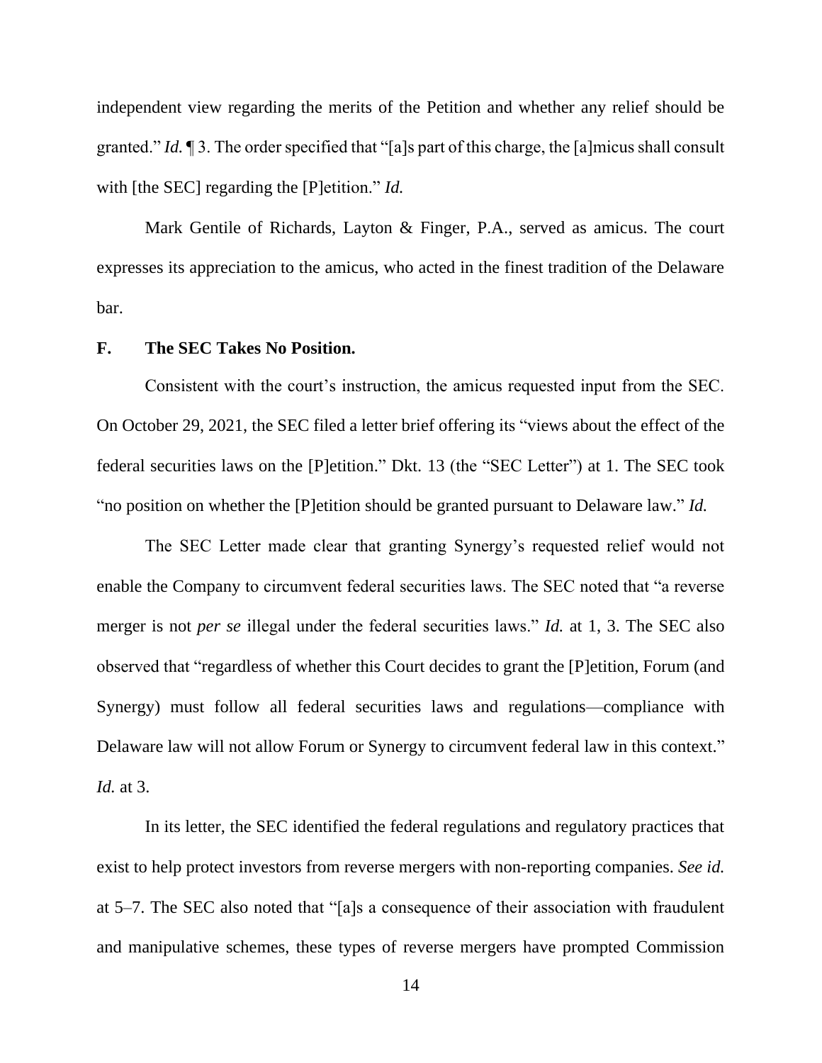independent view regarding the merits of the Petition and whether any relief should be granted." *Id.* ¶ 3. The order specified that "[a]s part of this charge, the [a]micus shall consult with [the SEC] regarding the [P]etition." *Id.*

Mark Gentile of Richards, Layton & Finger, P.A., served as amicus. The court expresses its appreciation to the amicus, who acted in the finest tradition of the Delaware bar.

### F. The SEC Takes No Position.

Consistent with the court's instruction, the amicus requested input from the SEC. On October 29, 2021, the SEC filed a letter brief offering its "views about the effect of the federal securities laws on the [P]etition." Dkt. 13 (the "SEC Letter") at 1. The SEC took "no position on whether the [P]etition should be granted pursuant to Delaware law." *Id.*

The SEC Letter made clear that granting Synergy's requested relief would not enable the Company to circumvent federal securities laws. The SEC noted that "a reverse merger is not *per se* illegal under the federal securities laws." *Id.* at 1, 3. The SEC also observed that "regardless of whether this Court decides to grant the [P]etition, Forum (and Synergy) must follow all federal securities laws and regulations—compliance with Delaware law will not allow Forum or Synergy to circumvent federal law in this context." *Id.* at 3.

In its letter, the SEC identified the federal regulations and regulatory practices that exist to help protect investors from reverse mergers with non-reporting companies. *See id.* at 5–7. The SEC also noted that "[a]s a consequence of their association with fraudulent and manipulative schemes, these types of reverse mergers have prompted Commission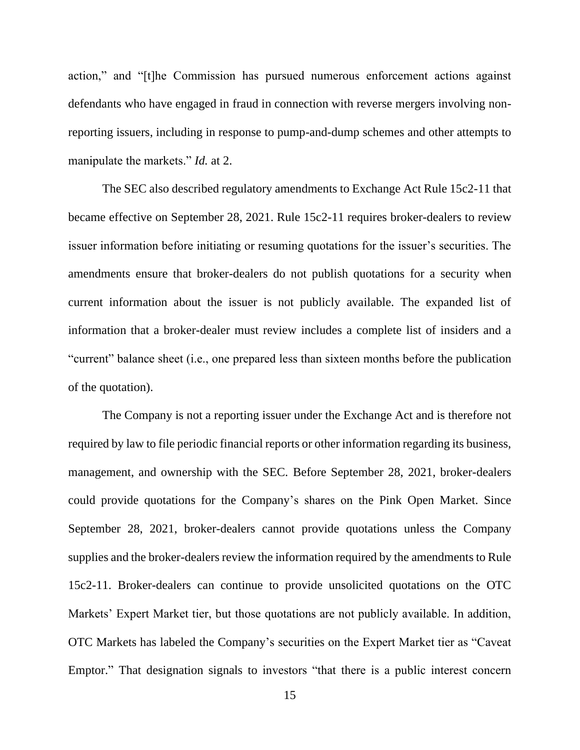action," and "[t]he Commission has pursued numerous enforcement actions against defendants who have engaged in fraud in connection with reverse mergers involving non-reporting issuers, including in response to pump-and-dump schemes and other attempts to manipulate the markets." *Id.* at 2.

The SEC also described regulatory amendments to Exchange Act Rule 15c2-11 that became effective on September 28, 2021. Rule 15c2-11 requires broker-dealers to review issuer information before initiating or resuming quotations for the issuer's securities. The amendments ensure that broker-dealers do not publish quotations for a security when current information about the issuer is not publicly available. The expanded list of information that a broker-dealer must review includes a complete list of insiders and a "current" balance sheet (i.e., one prepared less than sixteen months before the publication of the quotation).

The Company is not a reporting issuer under the Exchange Act and is therefore not required by law to file periodic financial reports or other information regarding its business, management, and ownership with the SEC. Before September 28, 2021, broker-dealers could provide quotations for the Company's shares on the Pink Open Market. Since September 28, 2021, broker-dealers cannot provide quotations unless the Company supplies and the broker-dealers review the information required by the amendments to Rule 15c2-11. Broker-dealers can continue to provide unsolicited quotations on the OTC Markets' Expert Market tier, but those quotations are not publicly available. In addition, OTC Markets has labeled the Company's securities on the Expert Market tier as "Caveat Emptor." That designation signals to investors "that there is a public interest concern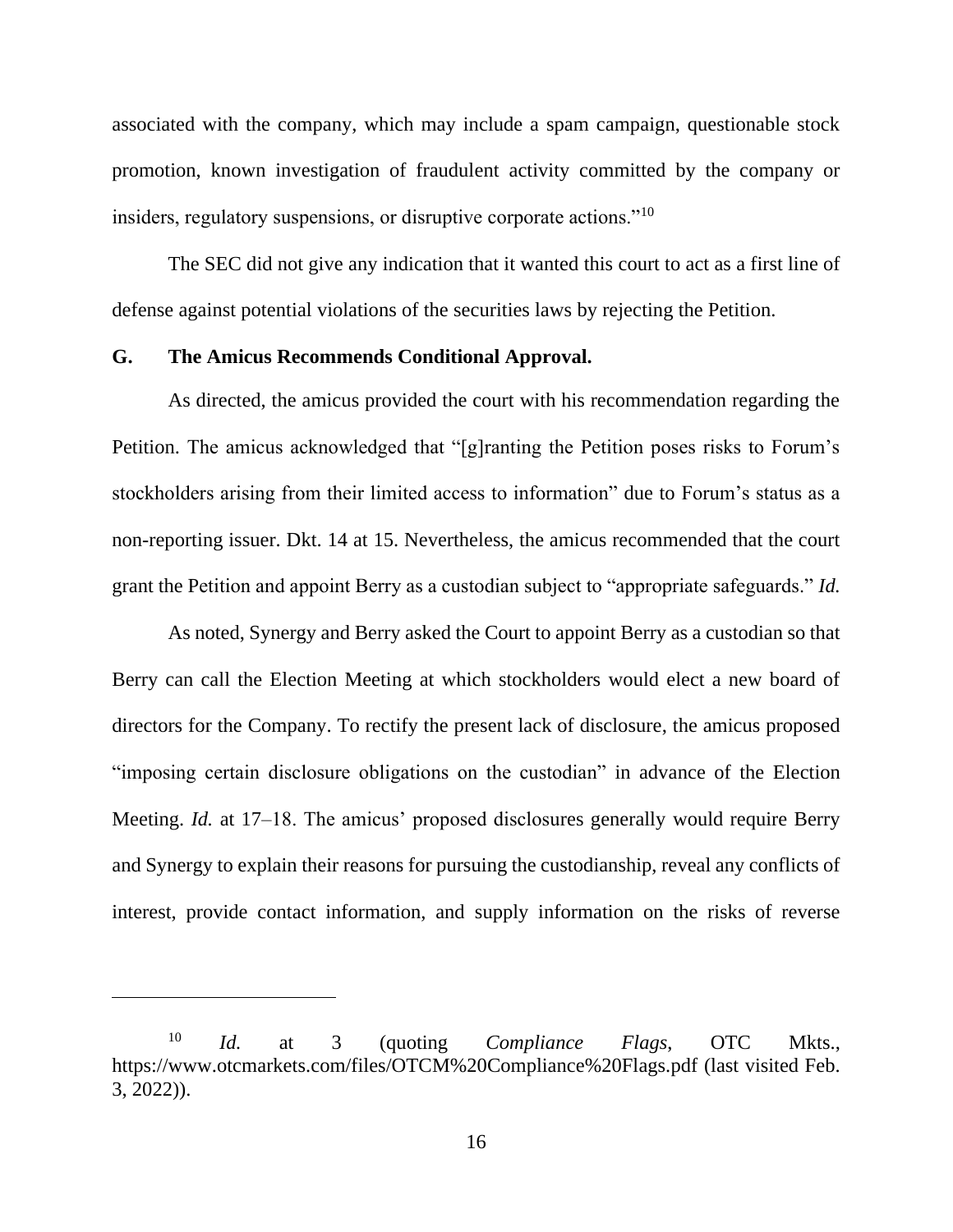associated with the company, which may include a spam campaign, questionable stock promotion, known investigation of fraudulent activity committed by the company or insiders, regulatory suspensions, or disruptive corporate actions."[10]

The SEC did not give any indication that it wanted this court to act as a first line of defense against potential violations of the securities laws by rejecting the Petition.

### G. The Amicus Recommends Conditional Approval.

As directed, the amicus provided the court with his recommendation regarding the Petition. The amicus acknowledged that "[g]ranting the Petition poses risks to Forum's stockholders arising from their limited access to information" due to Forum's status as a non-reporting issuer. Dkt. 14 at 15. Nevertheless, the amicus recommended that the court grant the Petition and appoint Berry as a custodian subject to "appropriate safeguards." *Id.*

As noted, Synergy and Berry asked the Court to appoint Berry as a custodian so that Berry can call the Election Meeting at which stockholders would elect a new board of directors for the Company. To rectify the present lack of disclosure, the amicus proposed "imposing certain disclosure obligations on the custodian" in advance of the Election Meeting. *Id.* at 17–18. The amicus' proposed disclosures generally would require Berry and Synergy to explain their reasons for pursuing the custodianship, reveal any conflicts of interest, provide contact information, and supply information on the risks of reverse

---

[10] *Id.* at 3 (quoting *Compliance Flags*, OTC Mkts., https://www.otcmarkets.com/files/OTCM%20Compliance%20Flags.pdf (last visited Feb. 3, 2022)).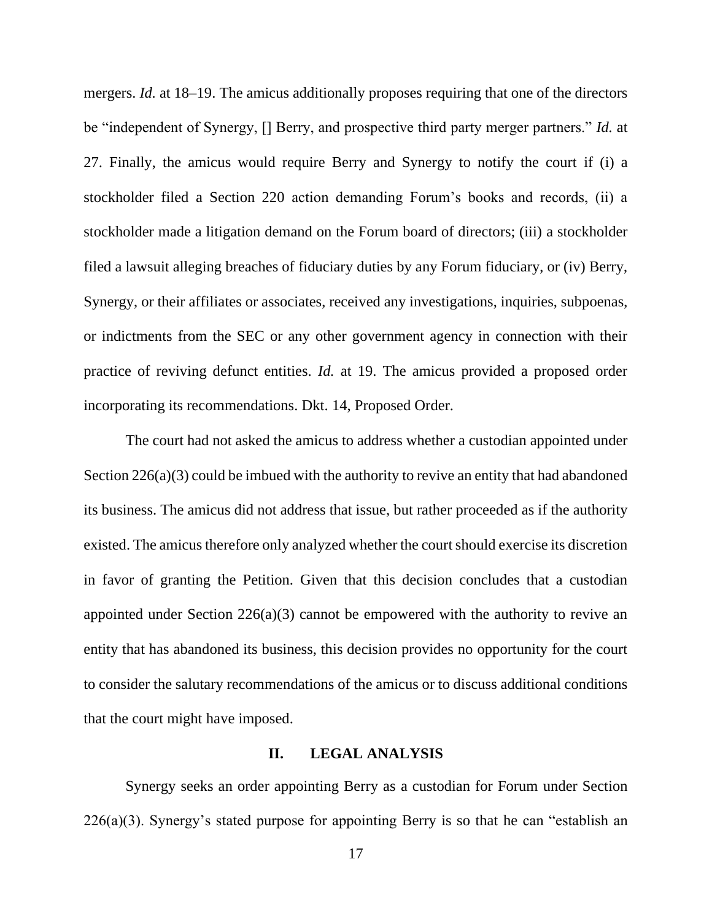mergers. *Id.* at 18–19. The amicus additionally proposes requiring that one of the directors be "independent of Synergy, [] Berry, and prospective third party merger partners." *Id.* at 27. Finally, the amicus would require Berry and Synergy to notify the court if (i) a stockholder filed a Section 220 action demanding Forum's books and records, (ii) a stockholder made a litigation demand on the Forum board of directors; (iii) a stockholder filed a lawsuit alleging breaches of fiduciary duties by any Forum fiduciary, or (iv) Berry, Synergy, or their affiliates or associates, received any investigations, inquiries, subpoenas, or indictments from the SEC or any other government agency in connection with their practice of reviving defunct entities. *Id.* at 19. The amicus provided a proposed order incorporating its recommendations. Dkt. 14, Proposed Order.

The court had not asked the amicus to address whether a custodian appointed under Section 226(a)(3) could be imbued with the authority to revive an entity that had abandoned its business. The amicus did not address that issue, but rather proceeded as if the authority existed. The amicus therefore only analyzed whether the court should exercise its discretion in favor of granting the Petition. Given that this decision concludes that a custodian appointed under Section 226(a)(3) cannot be empowered with the authority to revive an entity that has abandoned its business, this decision provides no opportunity for the court to consider the salutary recommendations of the amicus or to discuss additional conditions that the court might have imposed.

## II. LEGAL ANALYSIS

Synergy seeks an order appointing Berry as a custodian for Forum under Section 226(a)(3). Synergy's stated purpose for appointing Berry is so that he can "establish an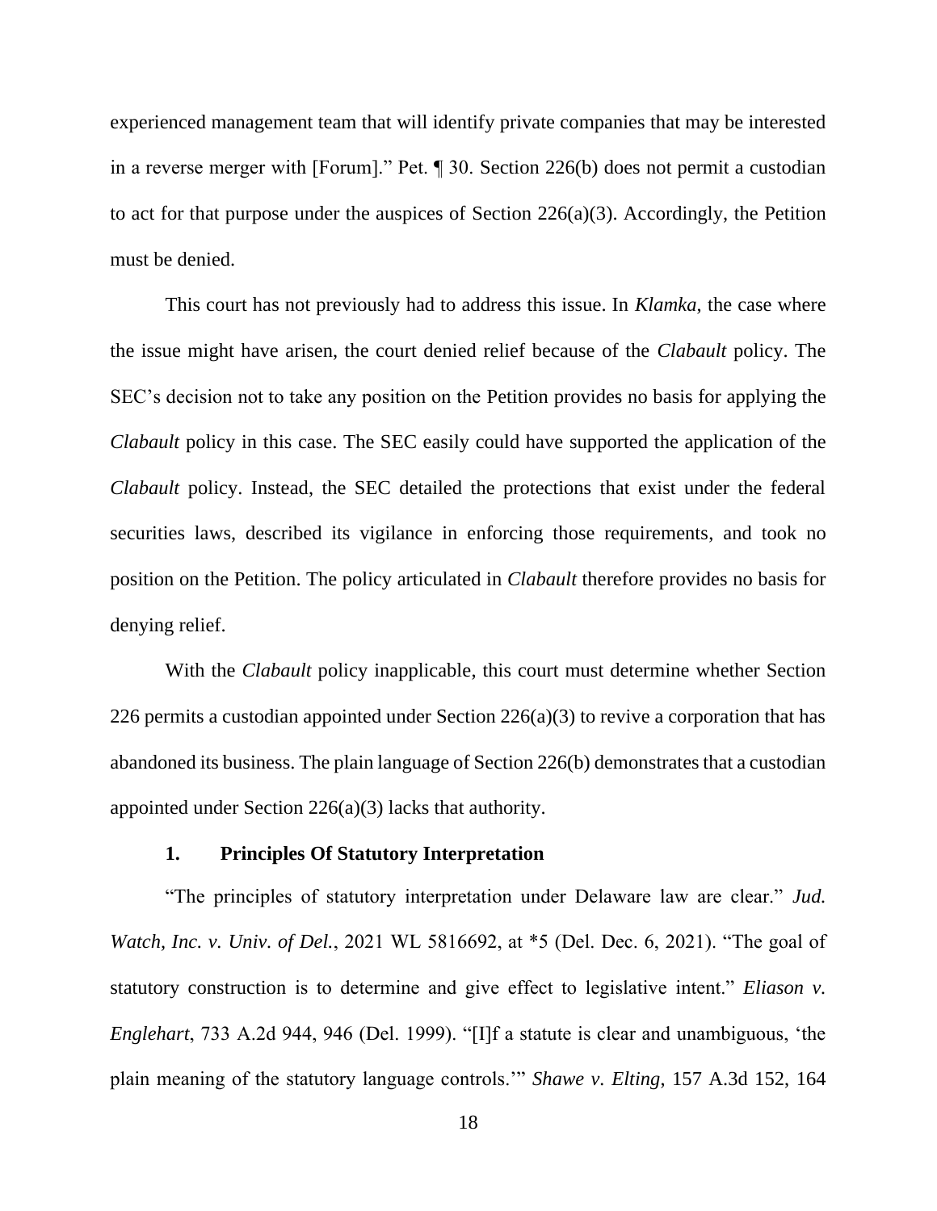experienced management team that will identify private companies that may be interested in a reverse merger with [Forum].” Pet. ¶ 30. Section 226(b) does not permit a custodian to act for that purpose under the auspices of Section 226(a)(3). Accordingly, the Petition must be denied.

This court has not previously had to address this issue. In *Klamka*, the case where the issue might have arisen, the court denied relief because of the *Clabault* policy. The SEC’s decision not to take any position on the Petition provides no basis for applying the *Clabault* policy in this case. The SEC easily could have supported the application of the *Clabault* policy. Instead, the SEC detailed the protections that exist under the federal securities laws, described its vigilance in enforcing those requirements, and took no position on the Petition. The policy articulated in *Clabault* therefore provides no basis for denying relief.

With the *Clabault* policy inapplicable, this court must determine whether Section 226 permits a custodian appointed under Section 226(a)(3) to revive a corporation that has abandoned its business. The plain language of Section 226(b) demonstrates that a custodian appointed under Section 226(a)(3) lacks that authority.

### 1. Principles Of Statutory Interpretation

“The principles of statutory interpretation under Delaware law are clear.” *Jud. Watch, Inc. v. Univ. of Del.*, 2021 WL 5816692, at *5 (Del. Dec. 6, 2021). “The goal of statutory construction is to determine and give effect to legislative intent.” *Eliason v. Englehart*, 733 A.2d 944, 946 (Del. 1999). “[I]f a statute is clear and unambiguous, ‘the plain meaning of the statutory language controls.’” *Shawe v. Elting*, 157 A.3d 152, 164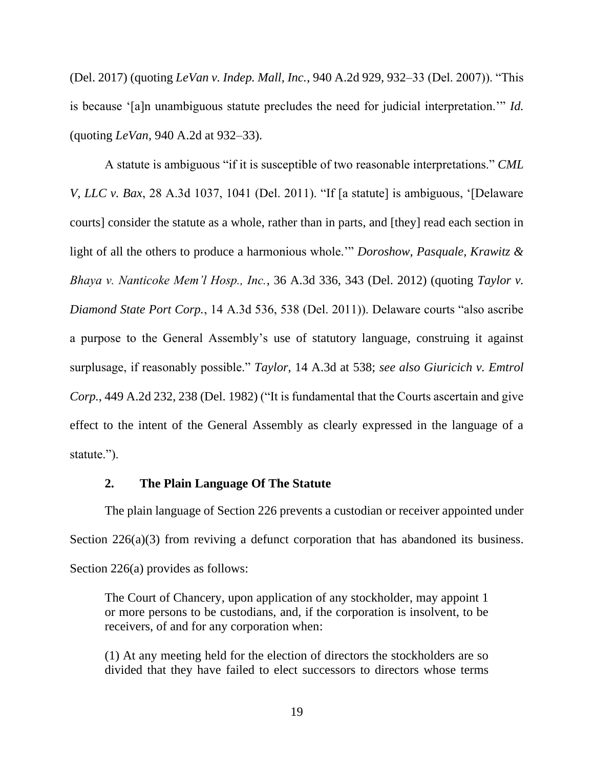(Del. 2017) (quoting *LeVan v. Indep. Mall, Inc.*, 940 A.2d 929, 932–33 (Del. 2007)). "This is because '[a]n unambiguous statute precludes the need for judicial interpretation.'" *Id.* (quoting *LeVan*, 940 A.2d at 932–33).

A statute is ambiguous "if it is susceptible of two reasonable interpretations." *CML V, LLC v. Bax*, 28 A.3d 1037, 1041 (Del. 2011). "If [a statute] is ambiguous, '[Delaware courts] consider the statute as a whole, rather than in parts, and [they] read each section in light of all the others to produce a harmonious whole.'" *Doroshow, Pasquale, Krawitz & Bhaya v. Nanticoke Mem'l Hosp., Inc.*, 36 A.3d 336, 343 (Del. 2012) (quoting *Taylor v. Diamond State Port Corp.*, 14 A.3d 536, 538 (Del. 2011)). Delaware courts "also ascribe a purpose to the General Assembly's use of statutory language, construing it against surplusage, if reasonably possible." *Taylor*, 14 A.3d at 538; *see also Giuricich v. Emtrol Corp.*, 449 A.2d 232, 238 (Del. 1982) ("It is fundamental that the Courts ascertain and give effect to the intent of the General Assembly as clearly expressed in the language of a statute.").

### 2. The Plain Language Of The Statute

The plain language of Section 226 prevents a custodian or receiver appointed under Section 226(a)(3) from reviving a defunct corporation that has abandoned its business. Section 226(a) provides as follows:

> The Court of Chancery, upon application of any stockholder, may appoint 1 or more persons to be custodians, and, if the corporation is insolvent, to be receivers, of and for any corporation when:
>
> (1) At any meeting held for the election of directors the stockholders are so divided that they have failed to elect successors to directors whose terms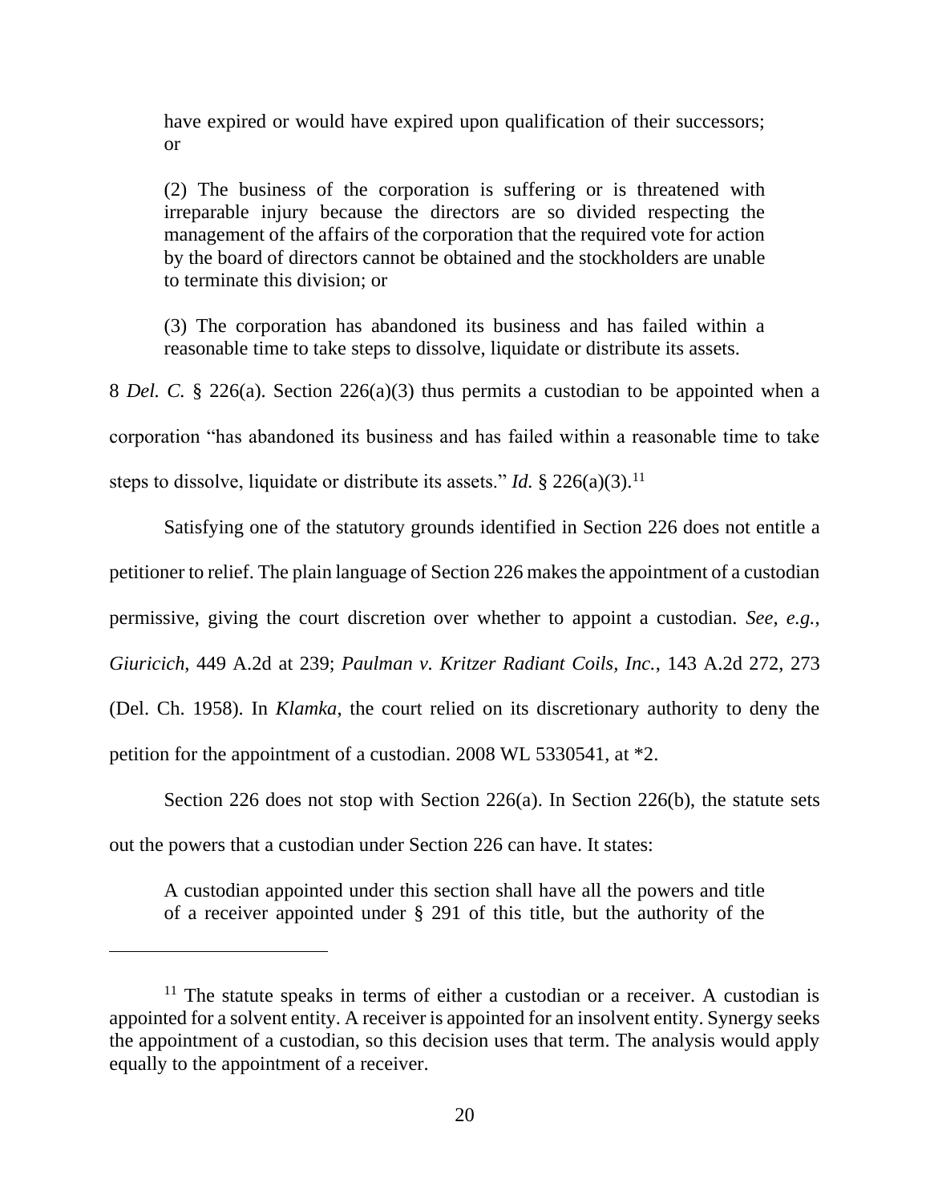> have expired or would have expired upon qualification of their successors; or
>
> (2) The business of the corporation is suffering or is threatened with irreparable injury because the directors are so divided respecting the management of the affairs of the corporation that the required vote for action by the board of directors cannot be obtained and the stockholders are unable to terminate this division; or
>
> (3) The corporation has abandoned its business and has failed within a reasonable time to take steps to dissolve, liquidate or distribute its assets.

8 *Del. C.* § 226(a). Section 226(a)(3) thus permits a custodian to be appointed when a corporation "has abandoned its business and has failed within a reasonable time to take steps to dissolve, liquidate or distribute its assets." *Id.* § 226(a)(3).[11]

Satisfying one of the statutory grounds identified in Section 226 does not entitle a petitioner to relief. The plain language of Section 226 makes the appointment of a custodian permissive, giving the court discretion over whether to appoint a custodian. *See, e.g.*, *Giuricich*, 449 A.2d at 239; *Paulman v. Kritzer Radiant Coils, Inc.*, 143 A.2d 272, 273 (Del. Ch. 1958). In *Klamka*, the court relied on its discretionary authority to deny the petition for the appointment of a custodian. 2008 WL 5330541, at *2.

Section 226 does not stop with Section 226(a). In Section 226(b), the statute sets out the powers that a custodian under Section 226 can have. It states:

> A custodian appointed under this section shall have all the powers and title of a receiver appointed under § 291 of this title, but the authority of the

---

[11] The statute speaks in terms of either a custodian or a receiver. A custodian is appointed for a solvent entity. A receiver is appointed for an insolvent entity. Synergy seeks the appointment of a custodian, so this decision uses that term. The analysis would apply equally to the appointment of a receiver.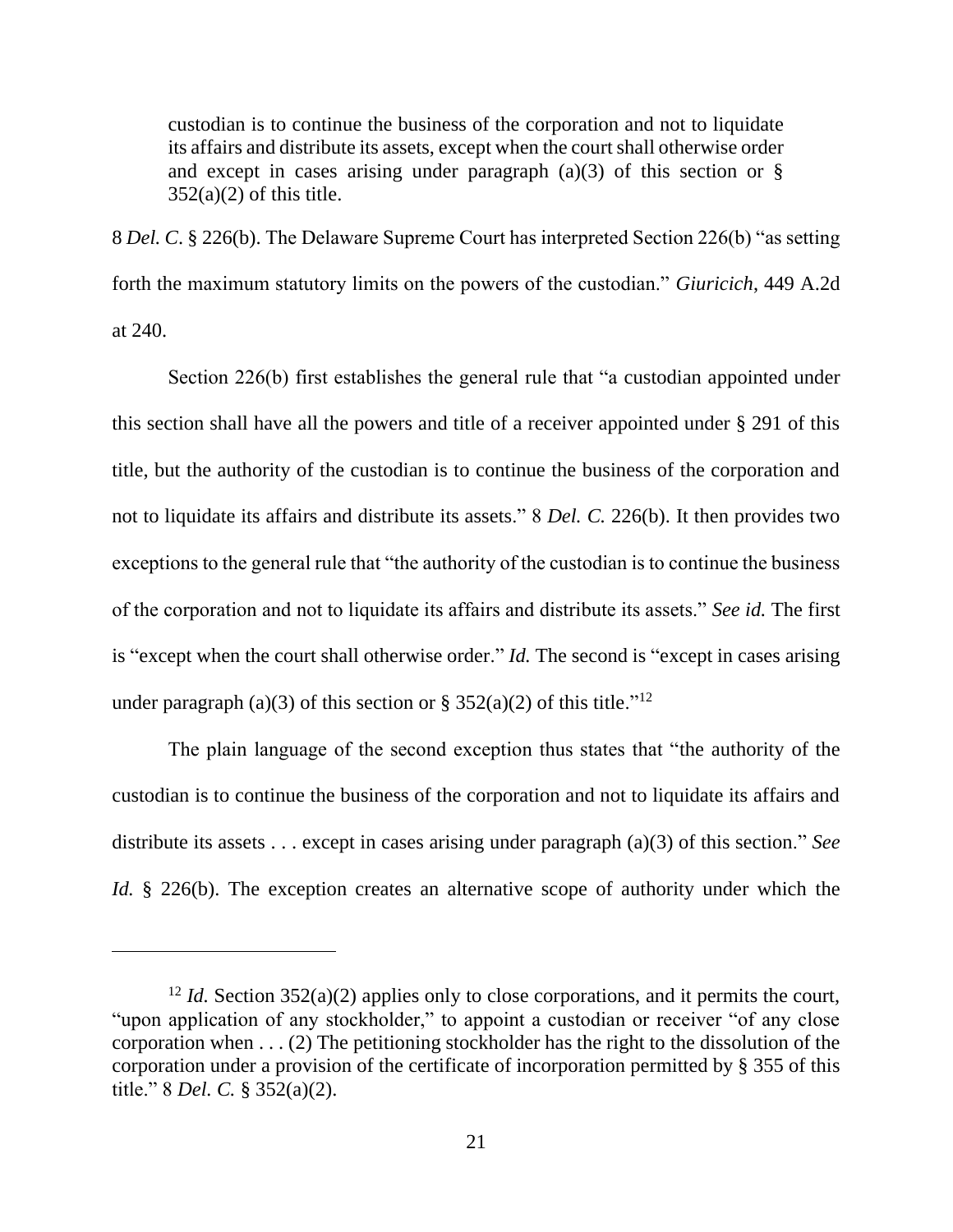> custodian is to continue the business of the corporation and not to liquidate its affairs and distribute its assets, except when the court shall otherwise order and except in cases arising under paragraph (a)(3) of this section or § 352(a)(2) of this title.

8 *Del. C*. § 226(b). The Delaware Supreme Court has interpreted Section 226(b) "as setting forth the maximum statutory limits on the powers of the custodian." *Giuricich*, 449 A.2d at 240.

Section 226(b) first establishes the general rule that "a custodian appointed under this section shall have all the powers and title of a receiver appointed under § 291 of this title, but the authority of the custodian is to continue the business of the corporation and not to liquidate its affairs and distribute its assets." 8 *Del. C.* 226(b). It then provides two exceptions to the general rule that "the authority of the custodian is to continue the business of the corporation and not to liquidate its affairs and distribute its assets." *See id.* The first is "except when the court shall otherwise order." *Id.* The second is "except in cases arising under paragraph (a)(3) of this section or § 352(a)(2) of this title."[12]

The plain language of the second exception thus states that "the authority of the custodian is to continue the business of the corporation and not to liquidate its affairs and distribute its assets . . . except in cases arising under paragraph (a)(3) of this section." *See Id.* § 226(b). The exception creates an alternative scope of authority under which the

---

[12] *Id.* Section 352(a)(2) applies only to close corporations, and it permits the court, "upon application of any stockholder," to appoint a custodian or receiver "of any close corporation when . . . (2) The petitioning stockholder has the right to the dissolution of the corporation under a provision of the certificate of incorporation permitted by § 355 of this title." 8 *Del. C.* § 352(a)(2).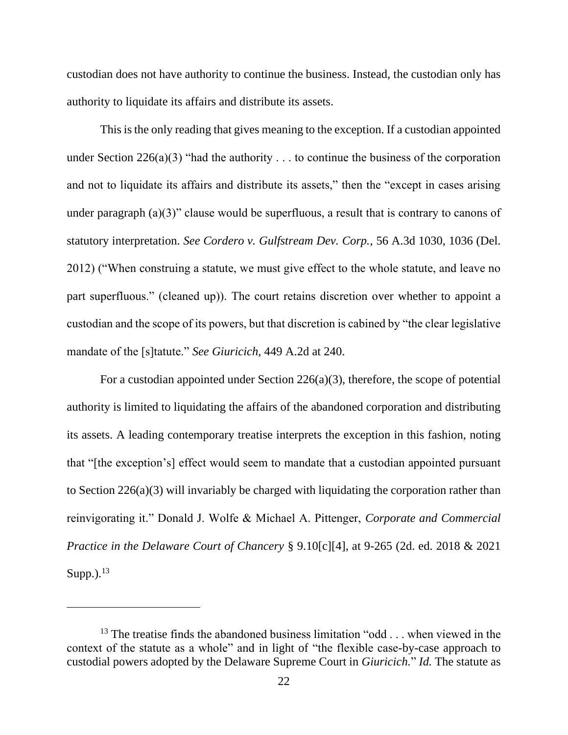custodian does not have authority to continue the business. Instead, the custodian only has authority to liquidate its affairs and distribute its assets.

This is the only reading that gives meaning to the exception. If a custodian appointed under Section 226(a)(3) "had the authority . . . to continue the business of the corporation and not to liquidate its affairs and distribute its assets," then the "except in cases arising under paragraph (a)(3)" clause would be superfluous, a result that is contrary to canons of statutory interpretation. *See Cordero v. Gulfstream Dev. Corp.*, 56 A.3d 1030, 1036 (Del. 2012) ("When construing a statute, we must give effect to the whole statute, and leave no part superfluous." (cleaned up)). The court retains discretion over whether to appoint a custodian and the scope of its powers, but that discretion is cabined by "the clear legislative mandate of the [s]tatute." *See Giuricich*, 449 A.2d at 240.

For a custodian appointed under Section 226(a)(3), therefore, the scope of potential authority is limited to liquidating the affairs of the abandoned corporation and distributing its assets. A leading contemporary treatise interprets the exception in this fashion, noting that "[the exception's] effect would seem to mandate that a custodian appointed pursuant to Section 226(a)(3) will invariably be charged with liquidating the corporation rather than reinvigorating it." Donald J. Wolfe & Michael A. Pittenger, *Corporate and Commercial Practice in the Delaware Court of Chancery* § 9.10[c][4], at 9-265 (2d. ed. 2018 & 2021 Supp.).[13]

---

[13] The treatise finds the abandoned business limitation "odd . . . when viewed in the context of the statute as a whole" and in light of "the flexible case-by-case approach to custodial powers adopted by the Delaware Supreme Court in *Giuricich*." *Id.* The statute as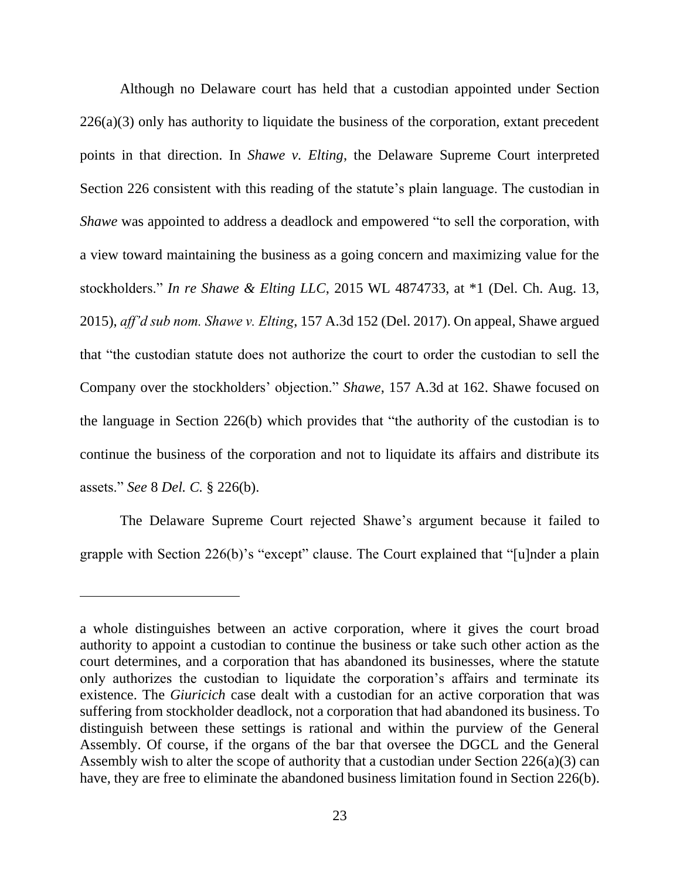Although no Delaware court has held that a custodian appointed under Section 226(a)(3) only has authority to liquidate the business of the corporation, extant precedent points in that direction. In *Shawe v. Elting*, the Delaware Supreme Court interpreted Section 226 consistent with this reading of the statute's plain language. The custodian in *Shawe* was appointed to address a deadlock and empowered "to sell the corporation, with a view toward maintaining the business as a going concern and maximizing value for the stockholders." *In re Shawe & Elting LLC*, 2015 WL 4874733, at *1 (Del. Ch. Aug. 13, 2015), *aff'd sub nom. Shawe v. Elting*, 157 A.3d 152 (Del. 2017). On appeal, Shawe argued that "the custodian statute does not authorize the court to order the custodian to sell the Company over the stockholders' objection." *Shawe*, 157 A.3d at 162. Shawe focused on the language in Section 226(b) which provides that "the authority of the custodian is to continue the business of the corporation and not to liquidate its affairs and distribute its assets." *See* 8 *Del. C.* § 226(b).

The Delaware Supreme Court rejected Shawe's argument because it failed to grapple with Section 226(b)'s "except" clause. The Court explained that "[u]nder a plain

---

a whole distinguishes between an active corporation, where it gives the court broad authority to appoint a custodian to continue the business or take such other action as the court determines, and a corporation that has abandoned its businesses, where the statute only authorizes the custodian to liquidate the corporation's affairs and terminate its existence. The *Giuricich* case dealt with a custodian for an active corporation that was suffering from stockholder deadlock, not a corporation that had abandoned its business. To distinguish between these settings is rational and within the purview of the General Assembly. Of course, if the organs of the bar that oversee the DGCL and the General Assembly wish to alter the scope of authority that a custodian under Section 226(a)(3) can have, they are free to eliminate the abandoned business limitation found in Section 226(b).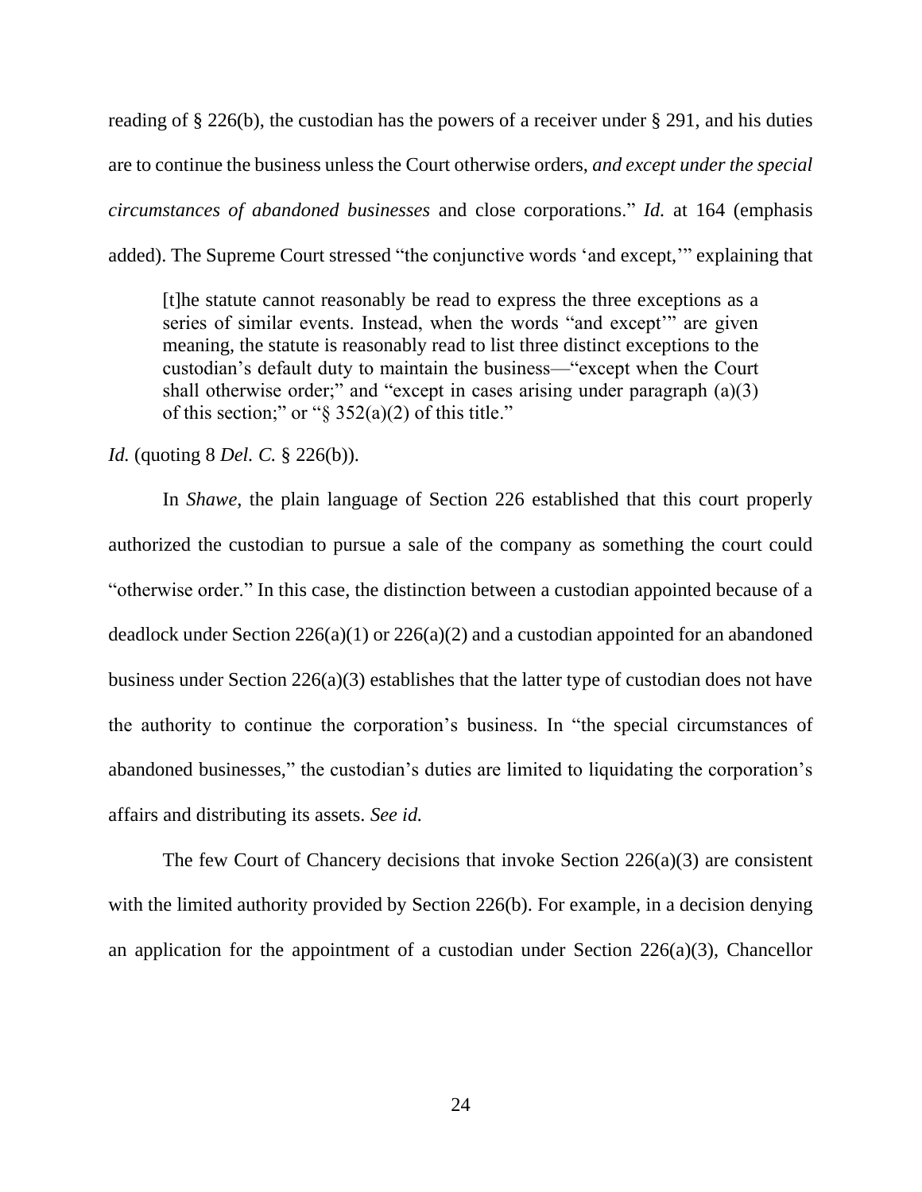reading of § 226(b), the custodian has the powers of a receiver under § 291, and his duties are to continue the business unless the Court otherwise orders, *and except under the special circumstances of abandoned businesses* and close corporations." *Id.* at 164 (emphasis added). The Supreme Court stressed "the conjunctive words 'and except,'" explaining that

> [t]he statute cannot reasonably be read to express the three exceptions as a series of similar events. Instead, when the words "and except'" are given meaning, the statute is reasonably read to list three distinct exceptions to the custodian's default duty to maintain the business—"except when the Court shall otherwise order;" and "except in cases arising under paragraph (a)(3) of this section;" or "§ 352(a)(2) of this title."

*Id.* (quoting 8 *Del. C.* § 226(b)).

In *Shawe*, the plain language of Section 226 established that this court properly authorized the custodian to pursue a sale of the company as something the court could "otherwise order." In this case, the distinction between a custodian appointed because of a deadlock under Section 226(a)(1) or 226(a)(2) and a custodian appointed for an abandoned business under Section 226(a)(3) establishes that the latter type of custodian does not have the authority to continue the corporation's business. In "the special circumstances of abandoned businesses," the custodian's duties are limited to liquidating the corporation's affairs and distributing its assets. *See id.*

The few Court of Chancery decisions that invoke Section 226(a)(3) are consistent with the limited authority provided by Section 226(b). For example, in a decision denying an application for the appointment of a custodian under Section 226(a)(3), Chancellor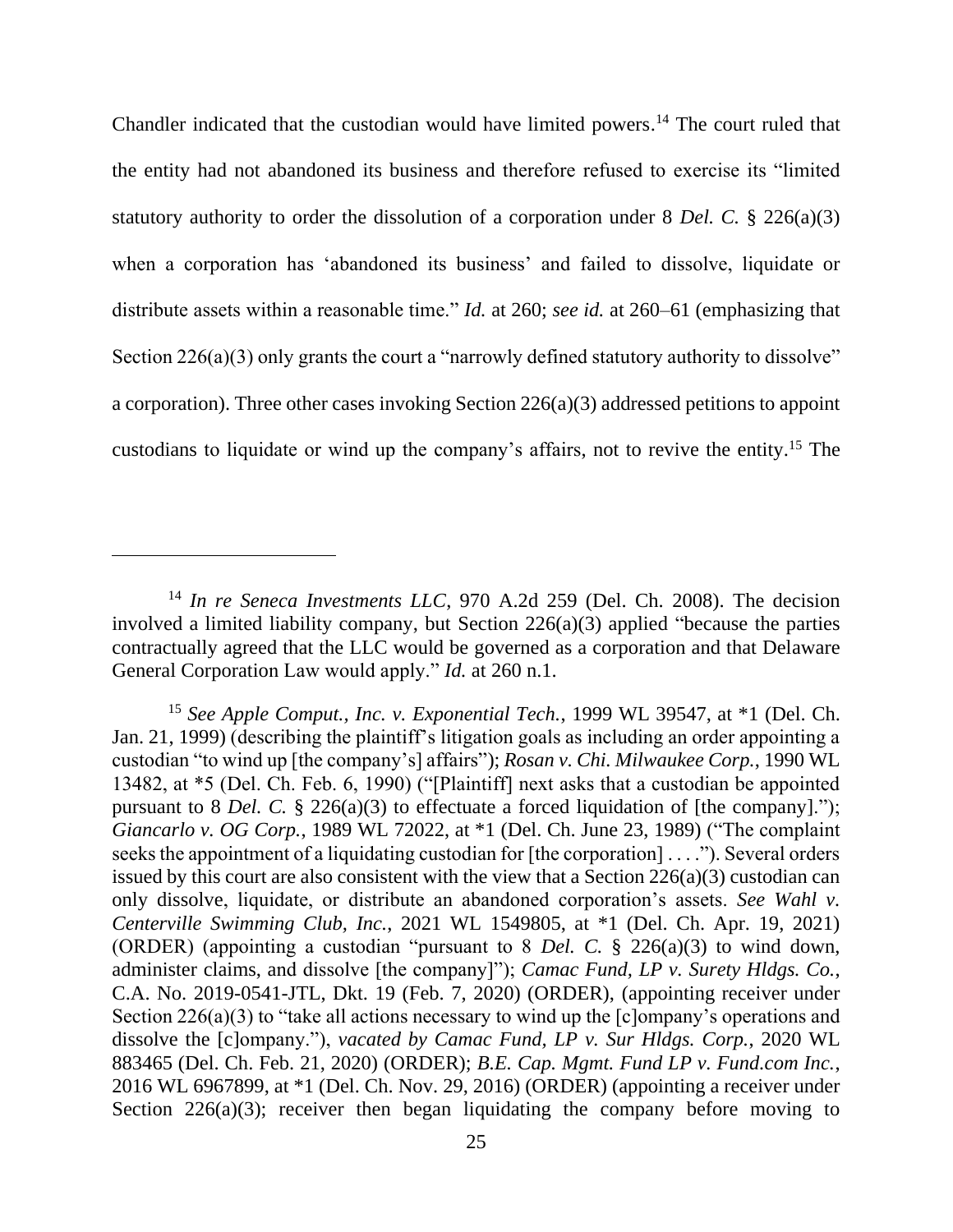Chandler indicated that the custodian would have limited powers.[14] The court ruled that the entity had not abandoned its business and therefore refused to exercise its "limited statutory authority to order the dissolution of a corporation under 8 *Del. C.* § 226(a)(3) when a corporation has 'abandoned its business' and failed to dissolve, liquidate or distribute assets within a reasonable time." *Id.* at 260; *see id.* at 260–61 (emphasizing that Section 226(a)(3) only grants the court a "narrowly defined statutory authority to dissolve" a corporation). Three other cases invoking Section 226(a)(3) addressed petitions to appoint custodians to liquidate or wind up the company's affairs, not to revive the entity.[15] The

---

[14] *In re Seneca Investments LLC*, 970 A.2d 259 (Del. Ch. 2008). The decision involved a limited liability company, but Section 226(a)(3) applied "because the parties contractually agreed that the LLC would be governed as a corporation and that Delaware General Corporation Law would apply." *Id.* at 260 n.1.

[15] *See Apple Comput., Inc. v. Exponential Tech.*, 1999 WL 39547, at *1 (Del. Ch. Jan. 21, 1999) (describing the plaintiff's litigation goals as including an order appointing a custodian "to wind up [the company's] affairs"); *Rosan v. Chi. Milwaukee Corp.*, 1990 WL 13482, at *5 (Del. Ch. Feb. 6, 1990) ("[Plaintiff] next asks that a custodian be appointed pursuant to 8 *Del. C.* § 226(a)(3) to effectuate a forced liquidation of [the company]."); *Giancarlo v. OG Corp.*, 1989 WL 72022, at *1 (Del. Ch. June 23, 1989) ("The complaint seeks the appointment of a liquidating custodian for [the corporation] . . . ."). Several orders issued by this court are also consistent with the view that a Section 226(a)(3) custodian can only dissolve, liquidate, or distribute an abandoned corporation's assets. *See Wahl v. Centerville Swimming Club, Inc.*, 2021 WL 1549805, at *1 (Del. Ch. Apr. 19, 2021) (ORDER) (appointing a custodian "pursuant to 8 *Del. C.* § 226(a)(3) to wind down, administer claims, and dissolve [the company]"); *Camac Fund, LP v. Surety Hldgs. Co.*, C.A. No. 2019-0541-JTL, Dkt. 19 (Feb. 7, 2020) (ORDER), (appointing receiver under Section 226(a)(3) to "take all actions necessary to wind up the [c]ompany's operations and dissolve the [c]ompany."), *vacated by Camac Fund, LP v. Sur Hldgs. Corp.*, 2020 WL 883465 (Del. Ch. Feb. 21, 2020) (ORDER); *B.E. Cap. Mgmt. Fund LP v. Fund.com Inc.*, 2016 WL 6967899, at *1 (Del. Ch. Nov. 29, 2016) (ORDER) (appointing a receiver under Section 226(a)(3); receiver then began liquidating the company before moving to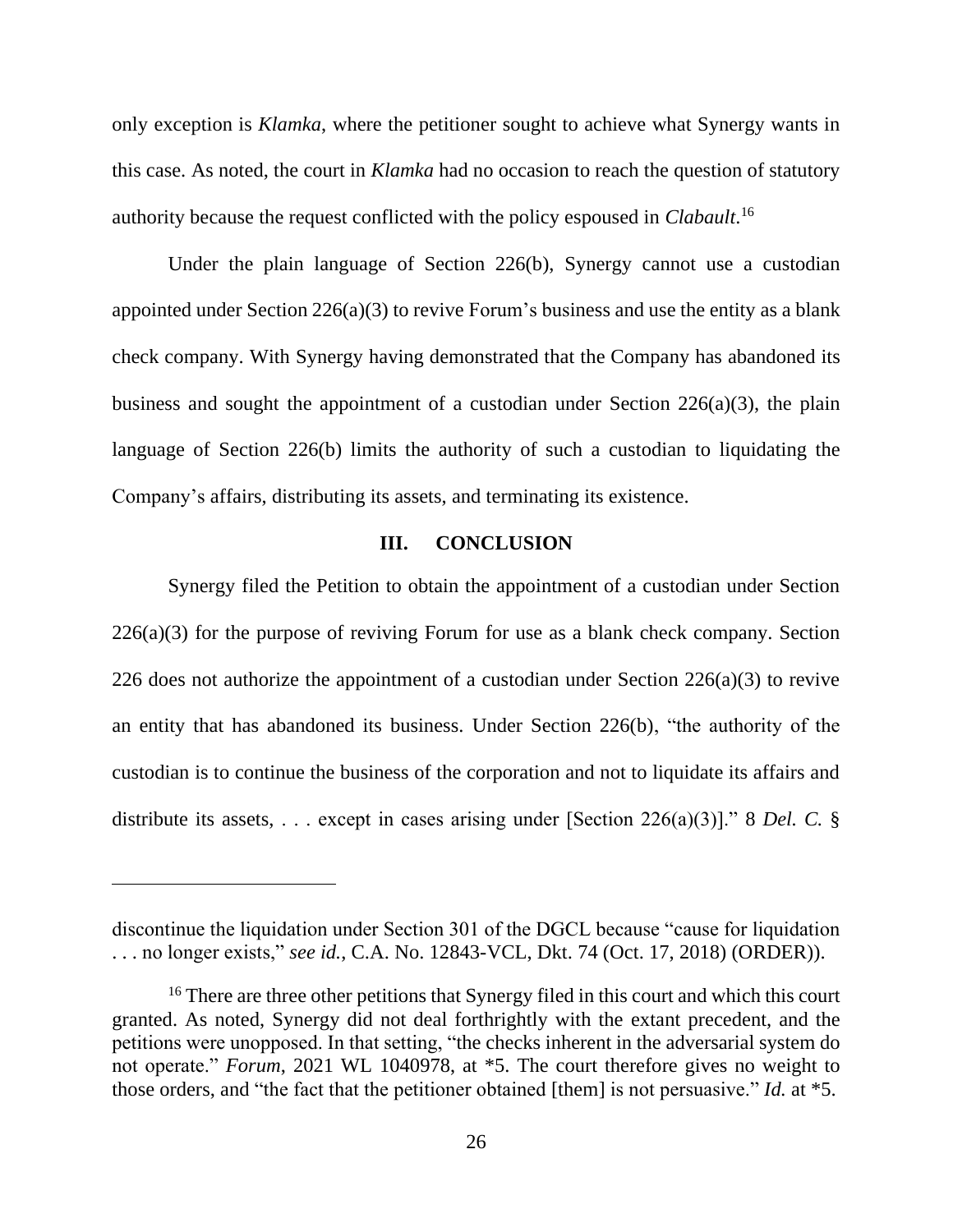only exception is *Klamka*, where the petitioner sought to achieve what Synergy wants in this case. As noted, the court in *Klamka* had no occasion to reach the question of statutory authority because the request conflicted with the policy espoused in *Clabault*.[16]

Under the plain language of Section 226(b), Synergy cannot use a custodian appointed under Section 226(a)(3) to revive Forum's business and use the entity as a blank check company. With Synergy having demonstrated that the Company has abandoned its business and sought the appointment of a custodian under Section 226(a)(3), the plain language of Section 226(b) limits the authority of such a custodian to liquidating the Company's affairs, distributing its assets, and terminating its existence.

## III. CONCLUSION

Synergy filed the Petition to obtain the appointment of a custodian under Section 226(a)(3) for the purpose of reviving Forum for use as a blank check company. Section 226 does not authorize the appointment of a custodian under Section 226(a)(3) to revive an entity that has abandoned its business. Under Section 226(b), "the authority of the custodian is to continue the business of the corporation and not to liquidate its affairs and distribute its assets, . . . except in cases arising under [Section 226(a)(3)]." 8 *Del. C.* §

---

discontinue the liquidation under Section 301 of the DGCL because "cause for liquidation . . . no longer exists," *see id.*, C.A. No. 12843-VCL, Dkt. 74 (Oct. 17, 2018) (ORDER)).

[16] There are three other petitions that Synergy filed in this court and which this court granted. As noted, Synergy did not deal forthrightly with the extant precedent, and the petitions were unopposed. In that setting, "the checks inherent in the adversarial system do not operate." *Forum*, 2021 WL 1040978, at *5. The court therefore gives no weight to those orders, and "the fact that the petitioner obtained [them] is not persuasive." *Id.* at *5.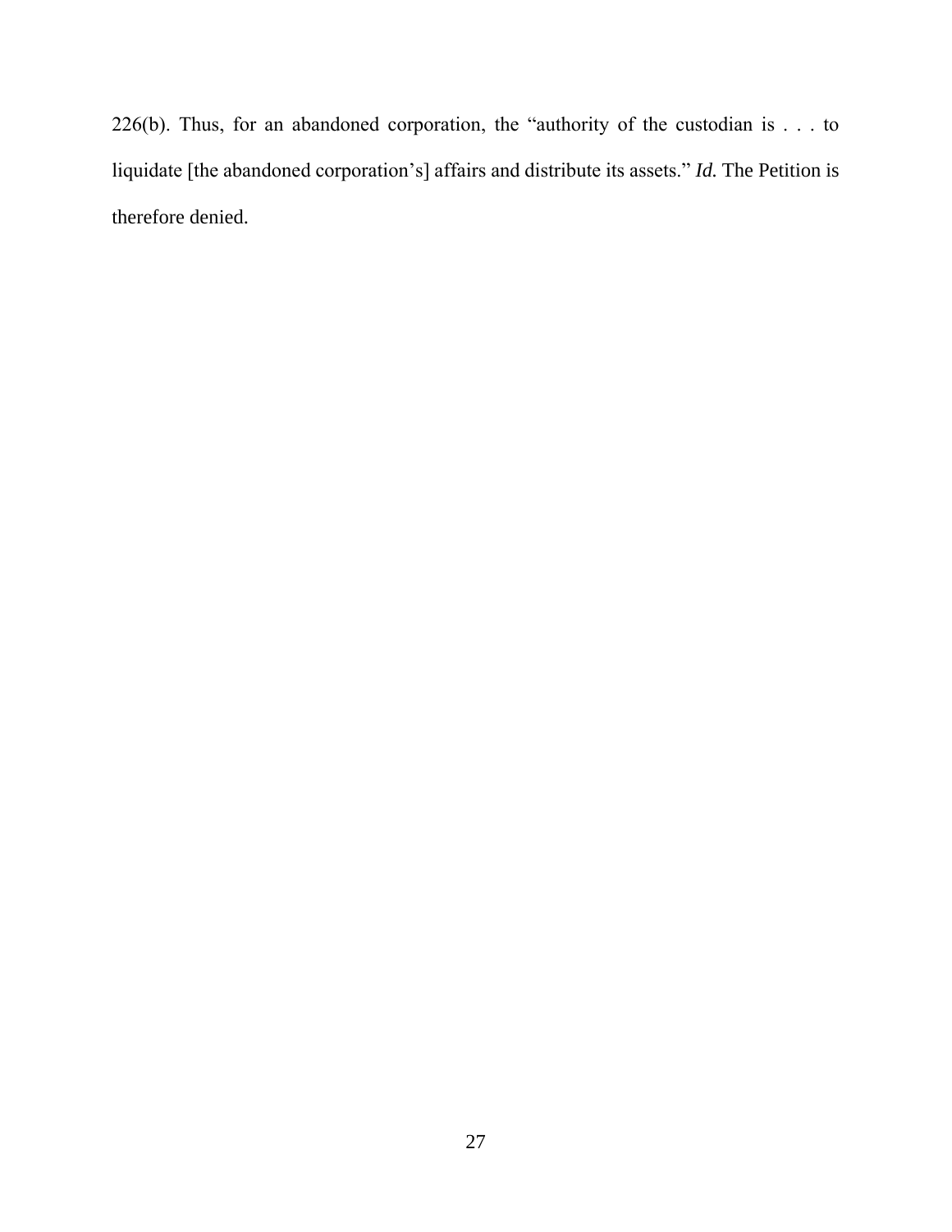226(b). Thus, for an abandoned corporation, the "authority of the custodian is . . . to liquidate [the abandoned corporation's] affairs and distribute its assets." *Id.* The Petition is therefore denied.